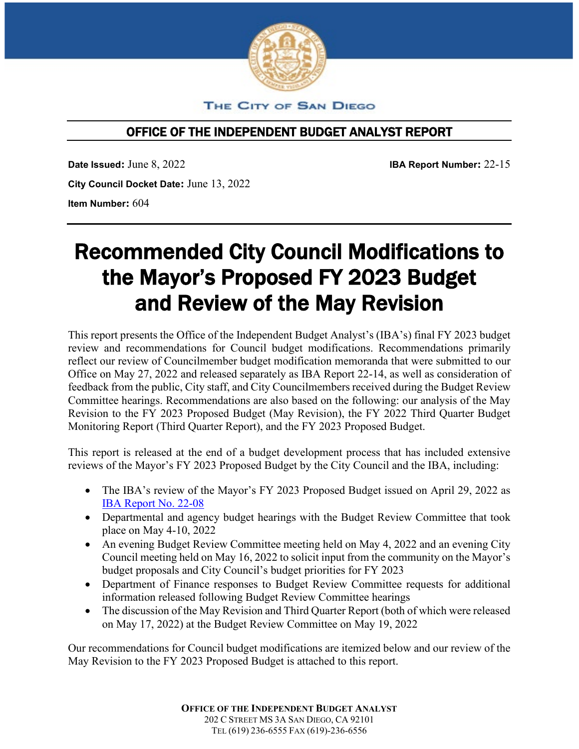THE CITY OF SAN DIEGO

## OFFICE OF THE INDEPENDENT BUDGET ANALYST REPORT

**Date Issued:** June 8, 2022 **IBA Report Number:** 22-15

**City Council Docket Date:** June 13, 2022

**Item Number:** 604

# Recommended City Council Modifications to the Mayor's Proposed FY 2023 Budget and Review of the May Revision

This report presents the Office of the Independent Budget Analyst's (IBA's) final FY 2023 budget review and recommendations for Council budget modifications. Recommendations primarily reflect our review of Councilmember budget modification memoranda that were submitted to our Office on May 27, 2022 and released separately as IBA Report 22-14, as well as consideration of feedback from the public, City staff, and City Councilmembers received during the Budget Review Committee hearings. Recommendations are also based on the following: our analysis of the May Revision to the FY 2023 Proposed Budget (May Revision), the FY 2022 Third Quarter Budget Monitoring Report (Third Quarter Report), and the FY 2023 Proposed Budget.

This report is released at the end of a budget development process that has included extensive reviews of the Mayor's FY 2023 Proposed Budget by the City Council and the IBA, including:

- The IBA's review of the Mayor's FY 2023 Proposed Budget issued on April 29, 2022 as [IBA Report No. 22-08]
- Departmental and agency budget hearings with the Budget Review Committee that took place on May 4-10, 2022
- An evening Budget Review Committee meeting held on May 4, 2022 and an evening City Council meeting held on May 16, 2022 to solicit input from the community on the Mayor's budget proposals and City Council's budget priorities for FY 2023
- Department of Finance responses to Budget Review Committee requests for additional information released following Budget Review Committee hearings
- The discussion of the May Revision and Third Quarter Report (both of which were released on May 17, 2022) at the Budget Review Committee on May 19, 2022

Our recommendations for Council budget modifications are itemized below and our review of the May Revision to the FY 2023 Proposed Budget is attached to this report.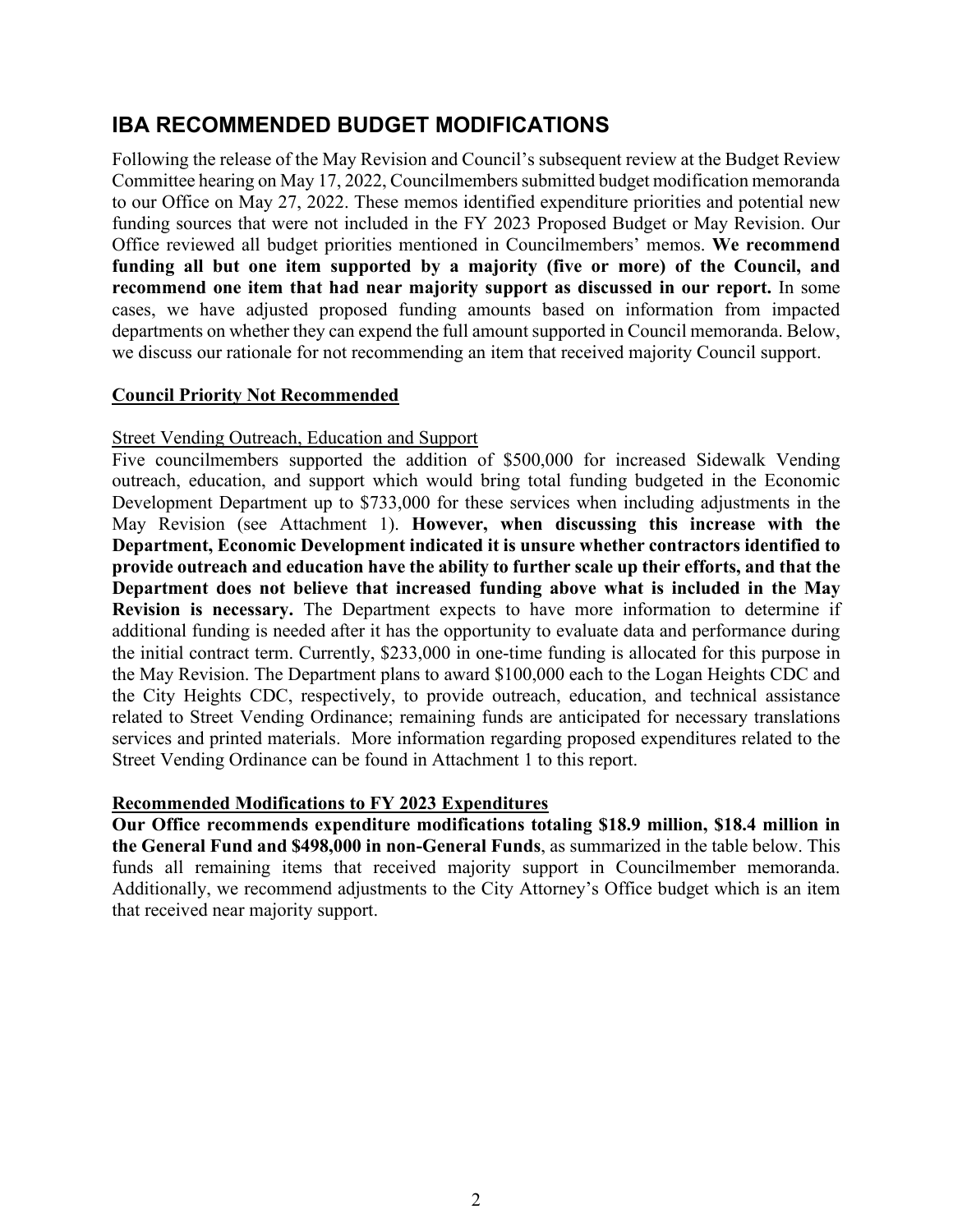## IBA RECOMMENDED BUDGET MODIFICATIONS

Following the release of the May Revision and Council's subsequent review at the Budget Review Committee hearing on May 17, 2022, Councilmembers submitted budget modification memoranda to our Office on May 27, 2022. These memos identified expenditure priorities and potential new funding sources that were not included in the FY 2023 Proposed Budget or May Revision. Our Office reviewed all budget priorities mentioned in Councilmembers' memos. **We recommend funding all but one item supported by a majority (five or more) of the Council, and recommend one item that had near majority support as discussed in our report.** In some cases, we have adjusted proposed funding amounts based on information from impacted departments on whether they can expend the full amount supported in Council memoranda. Below, we discuss our rationale for not recommending an item that received majority Council support.

**Council Priority Not Recommended**

Street Vending Outreach, Education and Support

Five councilmembers supported the addition of $500,000 for increased Sidewalk Vending outreach, education, and support which would bring total funding budgeted in the Economic Development Department up to $733,000 for these services when including adjustments in the May Revision (see Attachment 1). **However, when discussing this increase with the Department, Economic Development indicated it is unsure whether contractors identified to provide outreach and education have the ability to further scale up their efforts, and that the Department does not believe that increased funding above what is included in the May Revision is necessary.** The Department expects to have more information to determine if additional funding is needed after it has the opportunity to evaluate data and performance during the initial contract term. Currently, $233,000 in one-time funding is allocated for this purpose in the May Revision. The Department plans to award $100,000 each to the Logan Heights CDC and the City Heights CDC, respectively, to provide outreach, education, and technical assistance related to Street Vending Ordinance; remaining funds are anticipated for necessary translations services and printed materials. More information regarding proposed expenditures related to the Street Vending Ordinance can be found in Attachment 1 to this report.

**Recommended Modifications to FY 2023 Expenditures**

**Our Office recommends expenditure modifications totaling $18.9 million, $18.4 million in the General Fund and $498,000 in non-General Funds**, as summarized in the table below. This funds all remaining items that received majority support in Councilmember memoranda. Additionally, we recommend adjustments to the City Attorney's Office budget which is an item that received near majority support.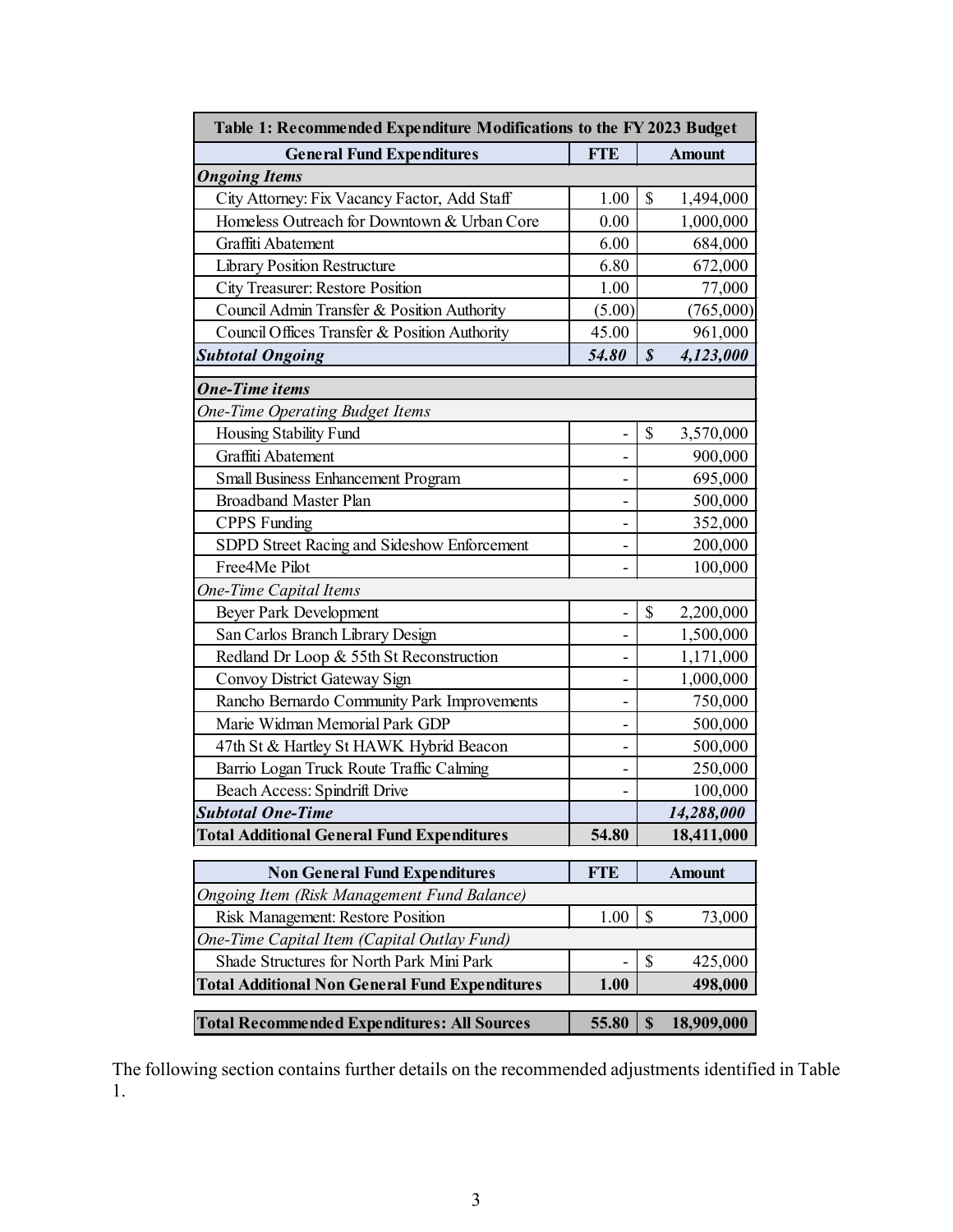| Table 1: Recommended Expenditure Modifications to the FY 2023 Budget | | |
|---|---|---|
| **General Fund Expenditures** | **FTE** | **Amount** |
| ***Ongoing Items*** | | |
| City Attorney: Fix Vacancy Factor, Add Staff | 1.00 | $ 1,494,000 |
| Homeless Outreach for Downtown & Urban Core | 0.00 | 1,000,000 |
| Graffiti Abatement | 6.00 | 684,000 |
| Library Position Restructure | 6.80 | 672,000 |
| City Treasurer: Restore Position | 1.00 | 77,000 |
| Council Admin Transfer & Position Authority | (5.00) | (765,000) |
| Council Offices Transfer & Position Authority | 45.00 | 961,000 |
| ***Subtotal Ongoing*** | ***54.80*** | ***$ 4,123,000*** |
| ***One-Time items*** | | |
| *One-Time Operating Budget Items* | | |
| Housing Stability Fund | - | $ 3,570,000 |
| Graffiti Abatement | - | 900,000 |
| Small Business Enhancement Program | - | 695,000 |
| Broadband Master Plan | - | 500,000 |
| CPPS Funding | - | 352,000 |
| SDPD Street Racing and Sideshow Enforcement | - | 200,000 |
| Free4Me Pilot | - | 100,000 |
| *One-Time Capital Items* | | |
| Beyer Park Development | - | $ 2,200,000 |
| San Carlos Branch Library Design | - | 1,500,000 |
| Redland Dr Loop & 55th St Reconstruction | - | 1,171,000 |
| Convoy District Gateway Sign | - | 1,000,000 |
| Rancho Bernardo Community Park Improvements | - | 750,000 |
| Marie Widman Memorial Park GDP | - | 500,000 |
| 47th St & Hartley St HAWK Hybrid Beacon | - | 500,000 |
| Barrio Logan Truck Route Traffic Calming | - | 250,000 |
| Beach Access: Spindrift Drive | - | 100,000 |
| ***Subtotal One-Time*** | | ***14,288,000*** |
| **Total Additional General Fund Expenditures** | **54.80** | **18,411,000** |
| **Non General Fund Expenditures** | **FTE** | **Amount** |
| *Ongoing Item (Risk Management Fund Balance)* | | |
| Risk Management: Restore Position | 1.00 | $ 73,000 |
| *One-Time Capital Item (Capital Outlay Fund)* | | |
| Shade Structures for North Park Mini Park | - | $ 425,000 |
| **Total Additional Non General Fund Expenditures** | **1.00** | **498,000** |
| **Total Recommended Expenditures: All Sources** | **55.80** | **$ 18,909,000** |

The following section contains further details on the recommended adjustments identified in Table 1.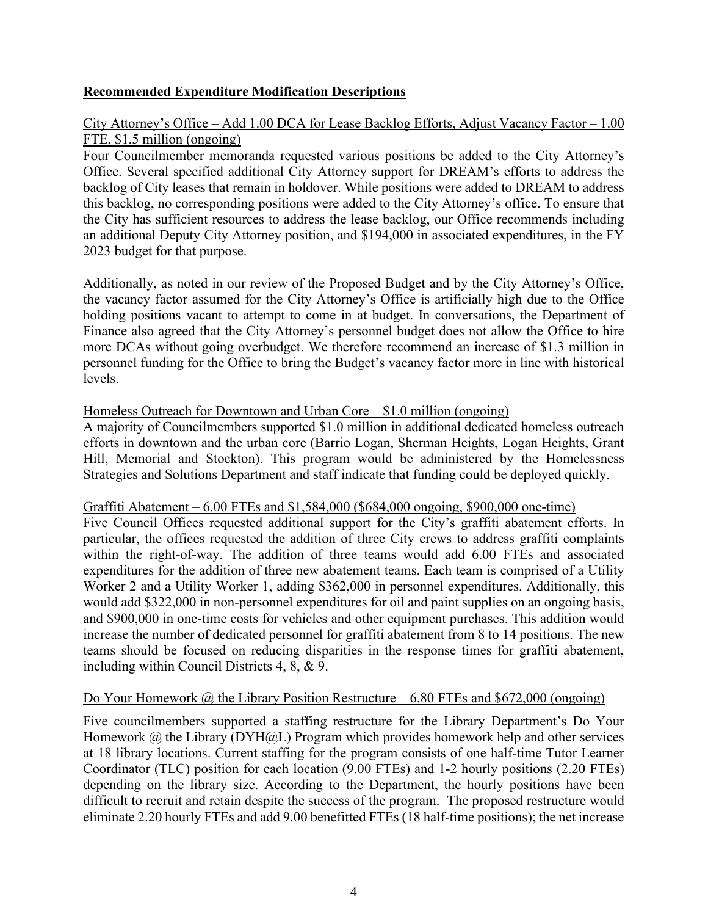**Recommended Expenditure Modification Descriptions**

City Attorney's Office – Add 1.00 DCA for Lease Backlog Efforts, Adjust Vacancy Factor – 1.00 FTE, $1.5 million (ongoing)

Four Councilmember memoranda requested various positions be added to the City Attorney's Office. Several specified additional City Attorney support for DREAM's efforts to address the backlog of City leases that remain in holdover. While positions were added to DREAM to address this backlog, no corresponding positions were added to the City Attorney's office. To ensure that the City has sufficient resources to address the lease backlog, our Office recommends including an additional Deputy City Attorney position, and $194,000 in associated expenditures, in the FY 2023 budget for that purpose.

Additionally, as noted in our review of the Proposed Budget and by the City Attorney's Office, the vacancy factor assumed for the City Attorney's Office is artificially high due to the Office holding positions vacant to attempt to come in at budget. In conversations, the Department of Finance also agreed that the City Attorney's personnel budget does not allow the Office to hire more DCAs without going overbudget. We therefore recommend an increase of $1.3 million in personnel funding for the Office to bring the Budget's vacancy factor more in line with historical levels.

Homeless Outreach for Downtown and Urban Core – $1.0 million (ongoing)

A majority of Councilmembers supported $1.0 million in additional dedicated homeless outreach efforts in downtown and the urban core (Barrio Logan, Sherman Heights, Logan Heights, Grant Hill, Memorial and Stockton). This program would be administered by the Homelessness Strategies and Solutions Department and staff indicate that funding could be deployed quickly.

Graffiti Abatement – 6.00 FTEs and $1,584,000 ($684,000 ongoing, $900,000 one-time)

Five Council Offices requested additional support for the City's graffiti abatement efforts. In particular, the offices requested the addition of three City crews to address graffiti complaints within the right-of-way. The addition of three teams would add 6.00 FTEs and associated expenditures for the addition of three new abatement teams. Each team is comprised of a Utility Worker 2 and a Utility Worker 1, adding $362,000 in personnel expenditures. Additionally, this would add $322,000 in non-personnel expenditures for oil and paint supplies on an ongoing basis, and $900,000 in one-time costs for vehicles and other equipment purchases. This addition would increase the number of dedicated personnel for graffiti abatement from 8 to 14 positions. The new teams should be focused on reducing disparities in the response times for graffiti abatement, including within Council Districts 4, 8, & 9.

Do Your Homework @ the Library Position Restructure – 6.80 FTEs and $672,000 (ongoing)

Five councilmembers supported a staffing restructure for the Library Department's Do Your Homework @ the Library (DYH@L) Program which provides homework help and other services at 18 library locations. Current staffing for the program consists of one half-time Tutor Learner Coordinator (TLC) position for each location (9.00 FTEs) and 1-2 hourly positions (2.20 FTEs) depending on the library size. According to the Department, the hourly positions have been difficult to recruit and retain despite the success of the program. The proposed restructure would eliminate 2.20 hourly FTEs and add 9.00 benefitted FTEs (18 half-time positions); the net increase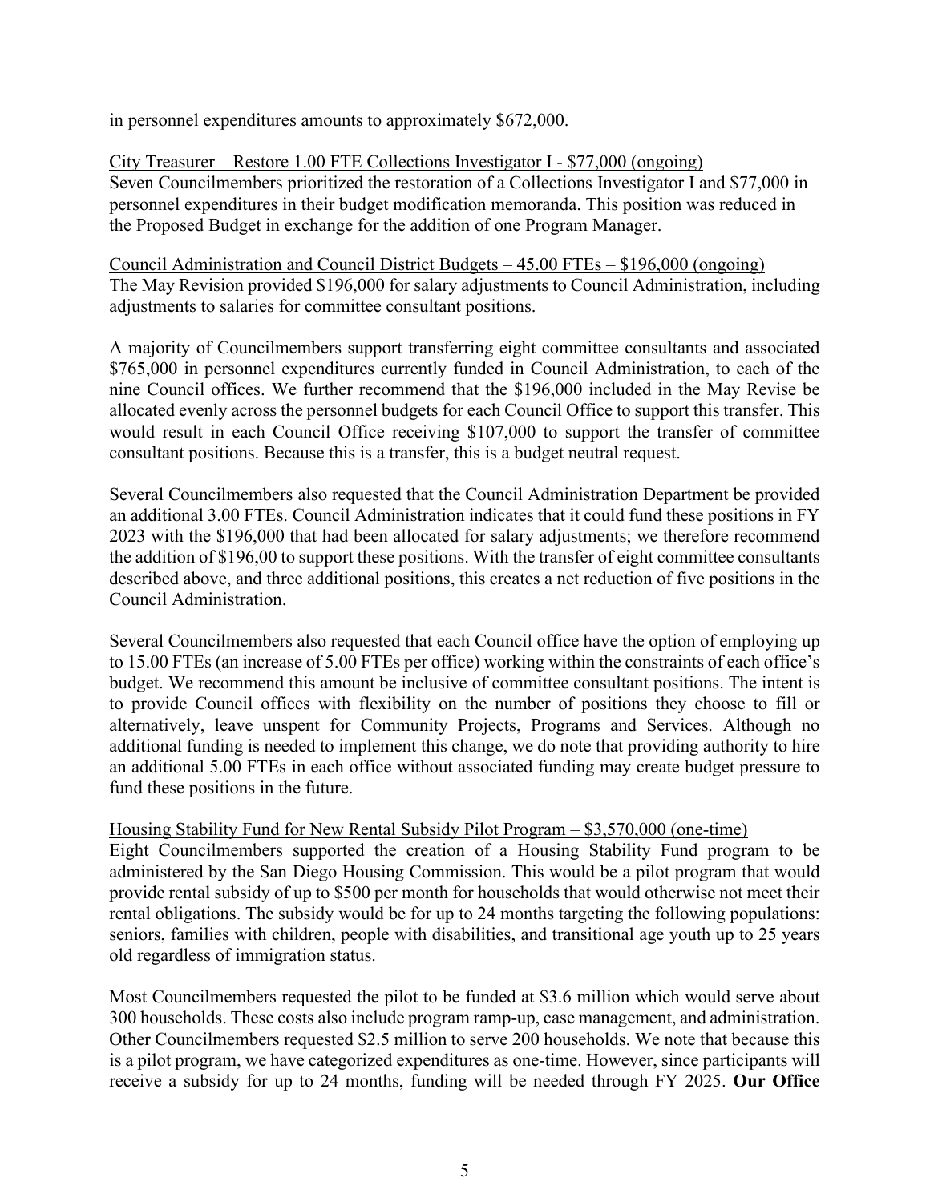in personnel expenditures amounts to approximately $672,000.

<u>City Treasurer – Restore 1.00 FTE Collections Investigator I - $77,000 (ongoing)</u>
Seven Councilmembers prioritized the restoration of a Collections Investigator I and $77,000 in personnel expenditures in their budget modification memoranda. This position was reduced in the Proposed Budget in exchange for the addition of one Program Manager.

<u>Council Administration and Council District Budgets – 45.00 FTEs – $196,000 (ongoing)</u>
The May Revision provided $196,000 for salary adjustments to Council Administration, including adjustments to salaries for committee consultant positions.

A majority of Councilmembers support transferring eight committee consultants and associated $765,000 in personnel expenditures currently funded in Council Administration, to each of the nine Council offices. We further recommend that the $196,000 included in the May Revise be allocated evenly across the personnel budgets for each Council Office to support this transfer. This would result in each Council Office receiving $107,000 to support the transfer of committee consultant positions. Because this is a transfer, this is a budget neutral request.

Several Councilmembers also requested that the Council Administration Department be provided an additional 3.00 FTEs. Council Administration indicates that it could fund these positions in FY 2023 with the $196,000 that had been allocated for salary adjustments; we therefore recommend the addition of $196,00 to support these positions. With the transfer of eight committee consultants described above, and three additional positions, this creates a net reduction of five positions in the Council Administration.

Several Councilmembers also requested that each Council office have the option of employing up to 15.00 FTEs (an increase of 5.00 FTEs per office) working within the constraints of each office's budget. We recommend this amount be inclusive of committee consultant positions. The intent is to provide Council offices with flexibility on the number of positions they choose to fill or alternatively, leave unspent for Community Projects, Programs and Services. Although no additional funding is needed to implement this change, we do note that providing authority to hire an additional 5.00 FTEs in each office without associated funding may create budget pressure to fund these positions in the future.

<u>Housing Stability Fund for New Rental Subsidy Pilot Program – $3,570,000 (one-time)</u>
Eight Councilmembers supported the creation of a Housing Stability Fund program to be administered by the San Diego Housing Commission. This would be a pilot program that would provide rental subsidy of up to $500 per month for households that would otherwise not meet their rental obligations. The subsidy would be for up to 24 months targeting the following populations: seniors, families with children, people with disabilities, and transitional age youth up to 25 years old regardless of immigration status.

Most Councilmembers requested the pilot to be funded at $3.6 million which would serve about 300 households. These costs also include program ramp-up, case management, and administration. Other Councilmembers requested $2.5 million to serve 200 households. We note that because this is a pilot program, we have categorized expenditures as one-time. However, since participants will receive a subsidy for up to 24 months, funding will be needed through FY 2025. **Our Office**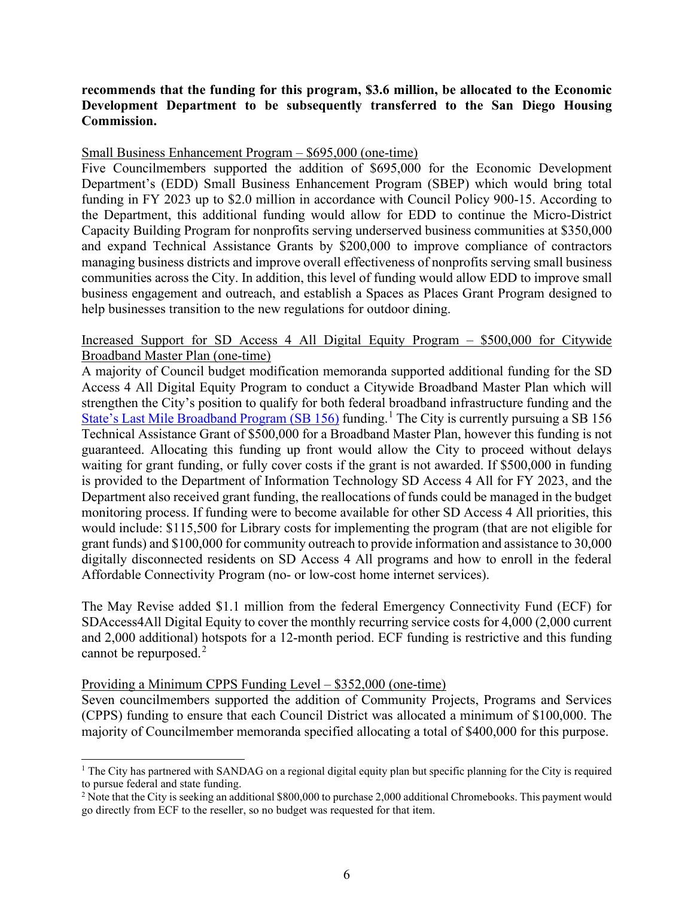**recommends that the funding for this program, $3.6 million, be allocated to the Economic Development Department to be subsequently transferred to the San Diego Housing Commission.**

Small Business Enhancement Program – $695,000 (one-time)

Five Councilmembers supported the addition of $695,000 for the Economic Development Department's (EDD) Small Business Enhancement Program (SBEP) which would bring total funding in FY 2023 up to $2.0 million in accordance with Council Policy 900-15. According to the Department, this additional funding would allow for EDD to continue the Micro-District Capacity Building Program for nonprofits serving underserved business communities at $350,000 and expand Technical Assistance Grants by $200,000 to improve compliance of contractors managing business districts and improve overall effectiveness of nonprofits serving small business communities across the City. In addition, this level of funding would allow EDD to improve small business engagement and outreach, and establish a Spaces as Places Grant Program designed to help businesses transition to the new regulations for outdoor dining.

Increased Support for SD Access 4 All Digital Equity Program – $500,000 for Citywide Broadband Master Plan (one-time)

A majority of Council budget modification memoranda supported additional funding for the SD Access 4 All Digital Equity Program to conduct a Citywide Broadband Master Plan which will strengthen the City's position to qualify for both federal broadband infrastructure funding and the State's Last Mile Broadband Program (SB 156) funding.[1] The City is currently pursuing a SB 156 Technical Assistance Grant of $500,000 for a Broadband Master Plan, however this funding is not guaranteed. Allocating this funding up front would allow the City to proceed without delays waiting for grant funding, or fully cover costs if the grant is not awarded. If $500,000 in funding is provided to the Department of Information Technology SD Access 4 All for FY 2023, and the Department also received grant funding, the reallocations of funds could be managed in the budget monitoring process. If funding were to become available for other SD Access 4 All priorities, this would include: $115,500 for Library costs for implementing the program (that are not eligible for grant funds) and $100,000 for community outreach to provide information and assistance to 30,000 digitally disconnected residents on SD Access 4 All programs and how to enroll in the federal Affordable Connectivity Program (no- or low-cost home internet services).

The May Revise added $1.1 million from the federal Emergency Connectivity Fund (ECF) for SDAccess4All Digital Equity to cover the monthly recurring service costs for 4,000 (2,000 current and 2,000 additional) hotspots for a 12-month period. ECF funding is restrictive and this funding cannot be repurposed.[2]

Providing a Minimum CPPS Funding Level – $352,000 (one-time)

Seven councilmembers supported the addition of Community Projects, Programs and Services (CPPS) funding to ensure that each Council District was allocated a minimum of $100,000. The majority of Councilmember memoranda specified allocating a total of $400,000 for this purpose.

---

[1] The City has partnered with SANDAG on a regional digital equity plan but specific planning for the City is required to pursue federal and state funding.

[2] Note that the City is seeking an additional $800,000 to purchase 2,000 additional Chromebooks. This payment would go directly from ECF to the reseller, so no budget was requested for that item.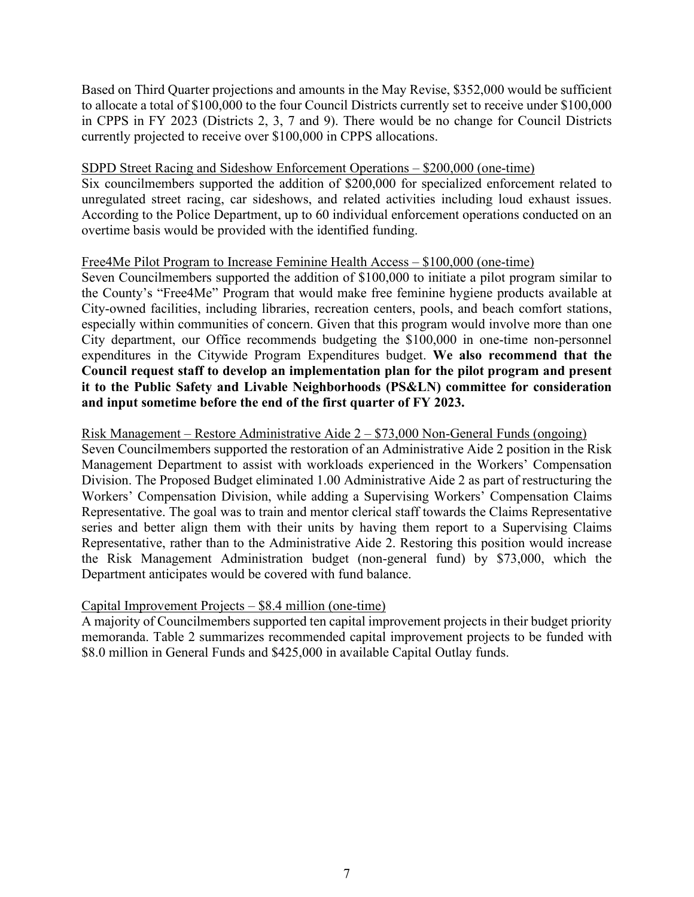Based on Third Quarter projections and amounts in the May Revise, $352,000 would be sufficient to allocate a total of $100,000 to the four Council Districts currently set to receive under $100,000 in CPPS in FY 2023 (Districts 2, 3, 7 and 9). There would be no change for Council Districts currently projected to receive over $100,000 in CPPS allocations.

<u>SDPD Street Racing and Sideshow Enforcement Operations – $200,000 (one-time)</u>

Six councilmembers supported the addition of $200,000 for specialized enforcement related to unregulated street racing, car sideshows, and related activities including loud exhaust issues. According to the Police Department, up to 60 individual enforcement operations conducted on an overtime basis would be provided with the identified funding.

<u>Free4Me Pilot Program to Increase Feminine Health Access – $100,000 (one-time)</u>

Seven Councilmembers supported the addition of $100,000 to initiate a pilot program similar to the County's "Free4Me" Program that would make free feminine hygiene products available at City-owned facilities, including libraries, recreation centers, pools, and beach comfort stations, especially within communities of concern. Given that this program would involve more than one City department, our Office recommends budgeting the $100,000 in one-time non-personnel expenditures in the Citywide Program Expenditures budget. **We also recommend that the Council request staff to develop an implementation plan for the pilot program and present it to the Public Safety and Livable Neighborhoods (PS&LN) committee for consideration and input sometime before the end of the first quarter of FY 2023.**

<u>Risk Management – Restore Administrative Aide 2 – $73,000 Non-General Funds (ongoing)</u>

Seven Councilmembers supported the restoration of an Administrative Aide 2 position in the Risk Management Department to assist with workloads experienced in the Workers' Compensation Division. The Proposed Budget eliminated 1.00 Administrative Aide 2 as part of restructuring the Workers' Compensation Division, while adding a Supervising Workers' Compensation Claims Representative. The goal was to train and mentor clerical staff towards the Claims Representative series and better align them with their units by having them report to a Supervising Claims Representative, rather than to the Administrative Aide 2. Restoring this position would increase the Risk Management Administration budget (non-general fund) by $73,000, which the Department anticipates would be covered with fund balance.

<u>Capital Improvement Projects – $8.4 million (one-time)</u>

A majority of Councilmembers supported ten capital improvement projects in their budget priority memoranda. Table 2 summarizes recommended capital improvement projects to be funded with $8.0 million in General Funds and $425,000 in available Capital Outlay funds.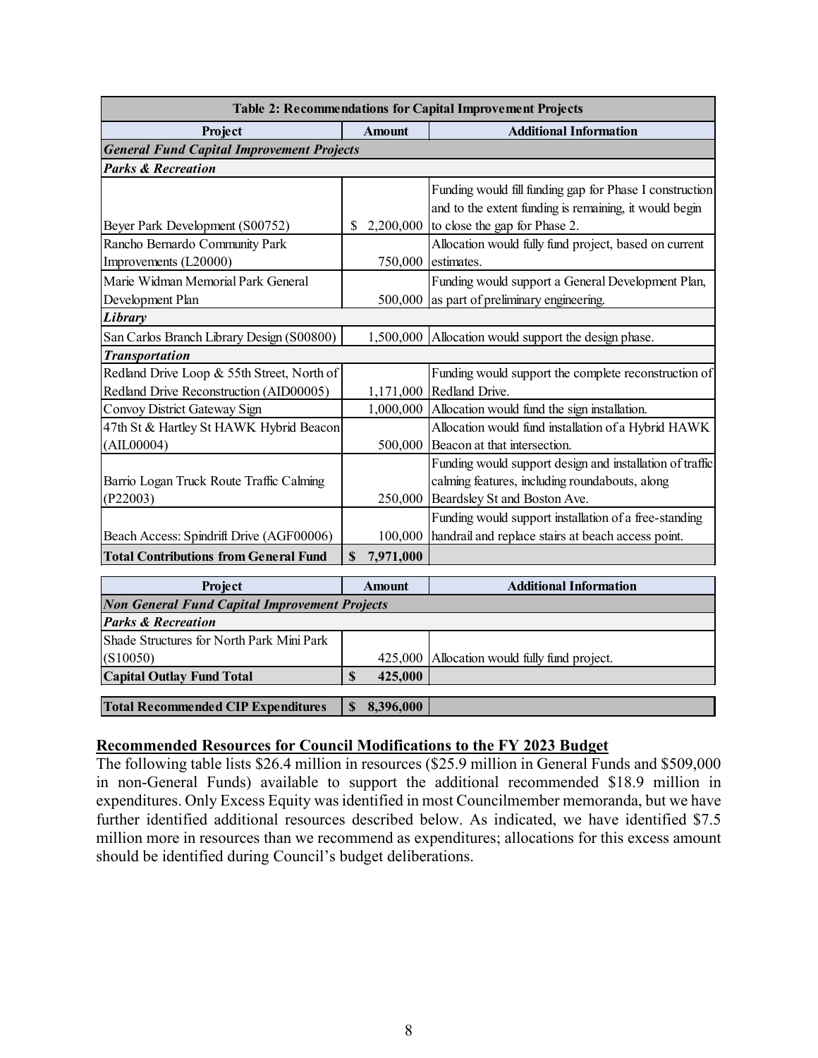| Table 2: Recommendations for Capital Improvement Projects | | |
|---|---|---|
| **Project** | **Amount** | **Additional Information** |
| ***General Fund Capital Improvement Projects*** | | |
| ***Parks & Recreation*** | | |
| Beyer Park Development (S00752) | $ 2,200,000 | Funding would fill funding gap for Phase I construction and to the extent funding is remaining, it would begin to close the gap for Phase 2. |
| Rancho Bernardo Community Park Improvements (L20000) | 750,000 | Allocation would fully fund project, based on current estimates. |
| Marie Widman Memorial Park General Development Plan | 500,000 | Funding would support a General Development Plan, as part of preliminary engineering. |
| ***Library*** | | |
| San Carlos Branch Library Design (S00800) | 1,500,000 | Allocation would support the design phase. |
| ***Transportation*** | | |
| Redland Drive Loop & 55th Street, North of Redland Drive Reconstruction (AID00005) | 1,171,000 | Funding would support the complete reconstruction of Redland Drive. |
| Convoy District Gateway Sign | 1,000,000 | Allocation would fund the sign installation. |
| 47th St & Hartley St HAWK Hybrid Beacon (AIL00004) | 500,000 | Allocation would fund installation of a Hybrid HAWK Beacon at that intersection. |
| Barrio Logan Truck Route Traffic Calming (P22003) | 250,000 | Funding would support design and installation of traffic calming features, including roundabouts, along Beardsley St and Boston Ave. |
| Beach Access: Spindrift Drive (AGF00006) | 100,000 | Funding would support installation of a free-standing handrail and replace stairs at beach access point. |
| **Total Contributions from General Fund** | **$ 7,971,000** | |
| **Project** | **Amount** | **Additional Information** |
| ***Non General Fund Capital Improvement Projects*** | | |
| ***Parks & Recreation*** | | |
| Shade Structures for North Park Mini Park (S10050) | 425,000 | Allocation would fully fund project. |
| **Capital Outlay Fund Total** | **$ 425,000** | |
| **Total Recommended CIP Expenditures** | **$ 8,396,000** | |

## Recommended Resources for Council Modifications to the FY 2023 Budget

The following table lists $26.4 million in resources ($25.9 million in General Funds and $509,000 in non-General Funds) available to support the additional recommended $18.9 million in expenditures. Only Excess Equity was identified in most Councilmember memoranda, but we have further identified additional resources described below. As indicated, we have identified $7.5 million more in resources than we recommend as expenditures; allocations for this excess amount should be identified during Council's budget deliberations.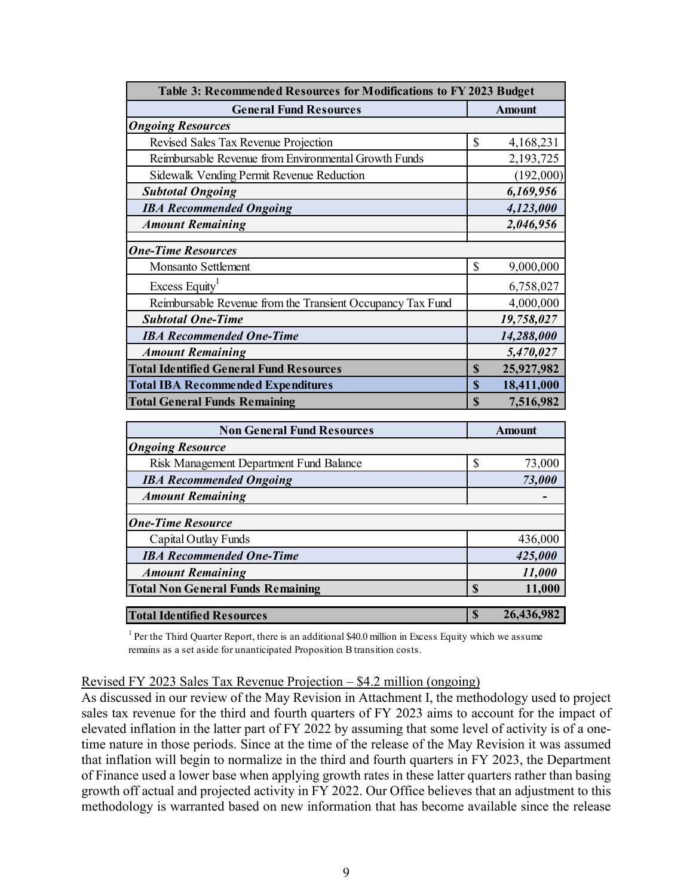| Table 3: Recommended Resources for Modifications to FY 2023 Budget | |
|---|---|
| **General Fund Resources** | **Amount** |
| ***Ongoing Resources*** | |
| Revised Sales Tax Revenue Projection | $ 4,168,231 |
| Reimbursable Revenue from Environmental Growth Funds | 2,193,725 |
| Sidewalk Vending Permit Revenue Reduction | (192,000) |
| ***Subtotal Ongoing*** | ***6,169,956*** |
| ***IBA Recommended Ongoing*** | ***4,123,000*** |
| ***Amount Remaining*** | ***2,046,956*** |
| ***One-Time Resources*** | |
| Monsanto Settlement | $ 9,000,000 |
| Excess Equity[1] | 6,758,027 |
| Reimbursable Revenue from the Transient Occupancy Tax Fund | 4,000,000 |
| ***Subtotal One-Time*** | ***19,758,027*** |
| ***IBA Recommended One-Time*** | ***14,288,000*** |
| ***Amount Remaining*** | ***5,470,027*** |
| **Total Identified General Fund Resources** | **$ 25,927,982** |
| **Total IBA Recommended Expenditures** | **$ 18,411,000** |
| **Total General Funds Remaining** | **$ 7,516,982** |

| Non General Fund Resources | Amount |
|---|---|
| ***Ongoing Resource*** | |
| Risk Management Department Fund Balance | $ 73,000 |
| ***IBA Recommended Ongoing*** | ***73,000*** |
| ***Amount Remaining*** | - |
| ***One-Time Resource*** | |
| Capital Outlay Funds | 436,000 |
| ***IBA Recommended One-Time*** | ***425,000*** |
| ***Amount Remaining*** | ***11,000*** |
| **Total Non General Funds Remaining** | **$ 11,000** |
| **Total Identified Resources** | **$ 26,436,982** |

[1] Per the Third Quarter Report, there is an additional $40.0 million in Excess Equity which we assume remains as a set aside for unanticipated Proposition B transition costs.

<u>Revised FY 2023 Sales Tax Revenue Projection – $4.2 million (ongoing)</u>

As discussed in our review of the May Revision in Attachment I, the methodology used to project sales tax revenue for the third and fourth quarters of FY 2023 aims to account for the impact of elevated inflation in the latter part of FY 2022 by assuming that some level of activity is of a one-time nature in those periods. Since at the time of the release of the May Revision it was assumed that inflation will begin to normalize in the third and fourth quarters in FY 2023, the Department of Finance used a lower base when applying growth rates in these latter quarters rather than basing growth off actual and projected activity in FY 2022. Our Office believes that an adjustment to this methodology is warranted based on new information that has become available since the release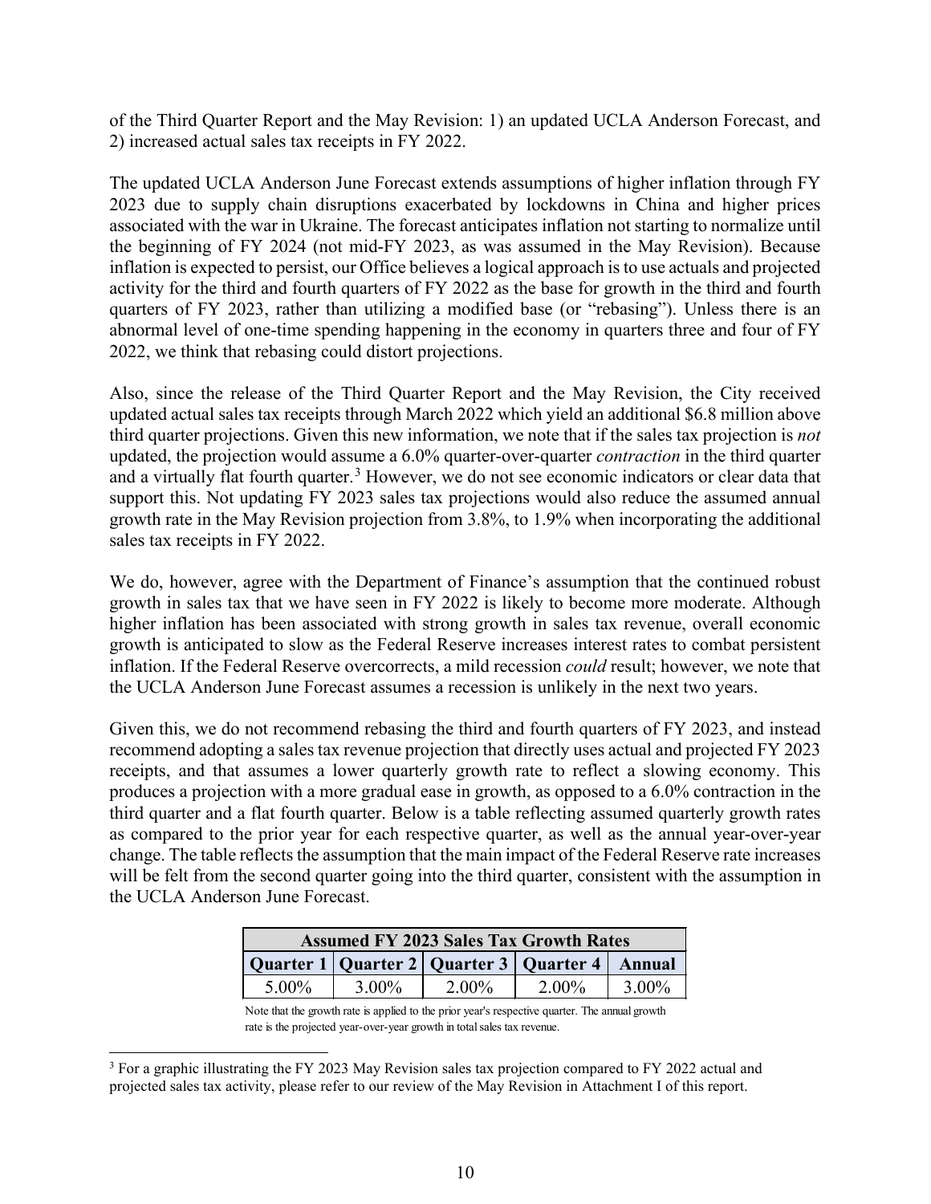of the Third Quarter Report and the May Revision: 1) an updated UCLA Anderson Forecast, and 2) increased actual sales tax receipts in FY 2022.

The updated UCLA Anderson June Forecast extends assumptions of higher inflation through FY 2023 due to supply chain disruptions exacerbated by lockdowns in China and higher prices associated with the war in Ukraine. The forecast anticipates inflation not starting to normalize until the beginning of FY 2024 (not mid-FY 2023, as was assumed in the May Revision). Because inflation is expected to persist, our Office believes a logical approach is to use actuals and projected activity for the third and fourth quarters of FY 2022 as the base for growth in the third and fourth quarters of FY 2023, rather than utilizing a modified base (or "rebasing"). Unless there is an abnormal level of one-time spending happening in the economy in quarters three and four of FY 2022, we think that rebasing could distort projections.

Also, since the release of the Third Quarter Report and the May Revision, the City received updated actual sales tax receipts through March 2022 which yield an additional \$6.8 million above third quarter projections. Given this new information, we note that if the sales tax projection is *not* updated, the projection would assume a 6.0% quarter-over-quarter *contraction* in the third quarter and a virtually flat fourth quarter.[3] However, we do not see economic indicators or clear data that support this. Not updating FY 2023 sales tax projections would also reduce the assumed annual growth rate in the May Revision projection from 3.8%, to 1.9% when incorporating the additional sales tax receipts in FY 2022.

We do, however, agree with the Department of Finance's assumption that the continued robust growth in sales tax that we have seen in FY 2022 is likely to become more moderate. Although higher inflation has been associated with strong growth in sales tax revenue, overall economic growth is anticipated to slow as the Federal Reserve increases interest rates to combat persistent inflation. If the Federal Reserve overcorrects, a mild recession *could* result; however, we note that the UCLA Anderson June Forecast assumes a recession is unlikely in the next two years.

Given this, we do not recommend rebasing the third and fourth quarters of FY 2023, and instead recommend adopting a sales tax revenue projection that directly uses actual and projected FY 2023 receipts, and that assumes a lower quarterly growth rate to reflect a slowing economy. This produces a projection with a more gradual ease in growth, as opposed to a 6.0% contraction in the third quarter and a flat fourth quarter. Below is a table reflecting assumed quarterly growth rates as compared to the prior year for each respective quarter, as well as the annual year-over-year change. The table reflects the assumption that the main impact of the Federal Reserve rate increases will be felt from the second quarter going into the third quarter, consistent with the assumption in the UCLA Anderson June Forecast.

| Assumed FY 2023 Sales Tax Growth Rates | | | | |
|---|---|---|---|---|
| **Quarter 1** | **Quarter 2** | **Quarter 3** | **Quarter 4** | **Annual** |
| 5.00% | 3.00% | 2.00% | 2.00% | 3.00% |

Note that the growth rate is applied to the prior year's respective quarter. The annual growth rate is the projected year-over-year growth in total sales tax revenue.

[3] For a graphic illustrating the FY 2023 May Revision sales tax projection compared to FY 2022 actual and projected sales tax activity, please refer to our review of the May Revision in Attachment I of this report.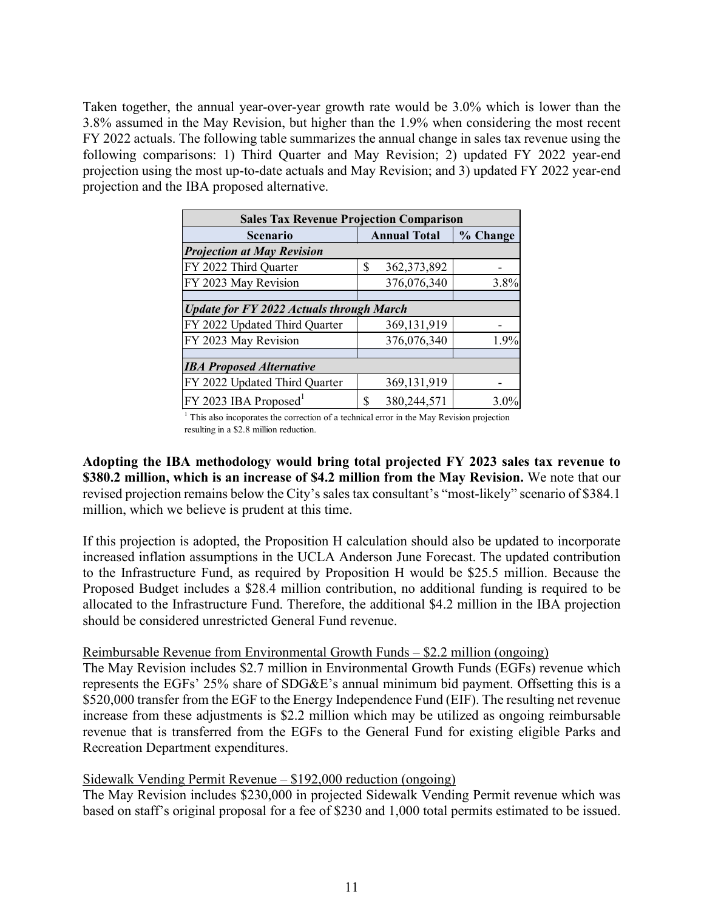Taken together, the annual year-over-year growth rate would be 3.0% which is lower than the 3.8% assumed in the May Revision, but higher than the 1.9% when considering the most recent FY 2022 actuals. The following table summarizes the annual change in sales tax revenue using the following comparisons: 1) Third Quarter and May Revision; 2) updated FY 2022 year-end projection using the most up-to-date actuals and May Revision; and 3) updated FY 2022 year-end projection and the IBA proposed alternative.

| Sales Tax Revenue Projection Comparison | | |
|---|---|---|
| **Scenario** | **Annual Total** | **% Change** |
| ***Projection at May Revision*** | | |
| FY 2022 Third Quarter | $ 362,373,892 | - |
| FY 2023 May Revision | 376,076,340 | 3.8% |
| | | |
| ***Update for FY 2022 Actuals through March*** | | |
| FY 2022 Updated Third Quarter | 369,131,919 | - |
| FY 2023 May Revision | 376,076,340 | 1.9% |
| | | |
| ***IBA Proposed Alternative*** | | |
| FY 2022 Updated Third Quarter | 369,131,919 | - |
| FY 2023 IBA Proposed[1] | $ 380,244,571 | 3.0% |

[1] This also incoporates the correction of a technical error in the May Revision projection resulting in a $2.8 million reduction.

**Adopting the IBA methodology would bring total projected FY 2023 sales tax revenue to $380.2 million, which is an increase of $4.2 million from the May Revision.** We note that our revised projection remains below the City's sales tax consultant's "most-likely" scenario of $384.1 million, which we believe is prudent at this time.

If this projection is adopted, the Proposition H calculation should also be updated to incorporate increased inflation assumptions in the UCLA Anderson June Forecast. The updated contribution to the Infrastructure Fund, as required by Proposition H would be $25.5 million. Because the Proposed Budget includes a $28.4 million contribution, no additional funding is required to be allocated to the Infrastructure Fund. Therefore, the additional $4.2 million in the IBA projection should be considered unrestricted General Fund revenue.

<u>Reimbursable Revenue from Environmental Growth Funds – $2.2 million (ongoing)</u>

The May Revision includes $2.7 million in Environmental Growth Funds (EGFs) revenue which represents the EGFs' 25% share of SDG&E's annual minimum bid payment. Offsetting this is a $520,000 transfer from the EGF to the Energy Independence Fund (EIF). The resulting net revenue increase from these adjustments is $2.2 million which may be utilized as ongoing reimbursable revenue that is transferred from the EGFs to the General Fund for existing eligible Parks and Recreation Department expenditures.

<u>Sidewalk Vending Permit Revenue – $192,000 reduction (ongoing)</u>

The May Revision includes $230,000 in projected Sidewalk Vending Permit revenue which was based on staff's original proposal for a fee of $230 and 1,000 total permits estimated to be issued.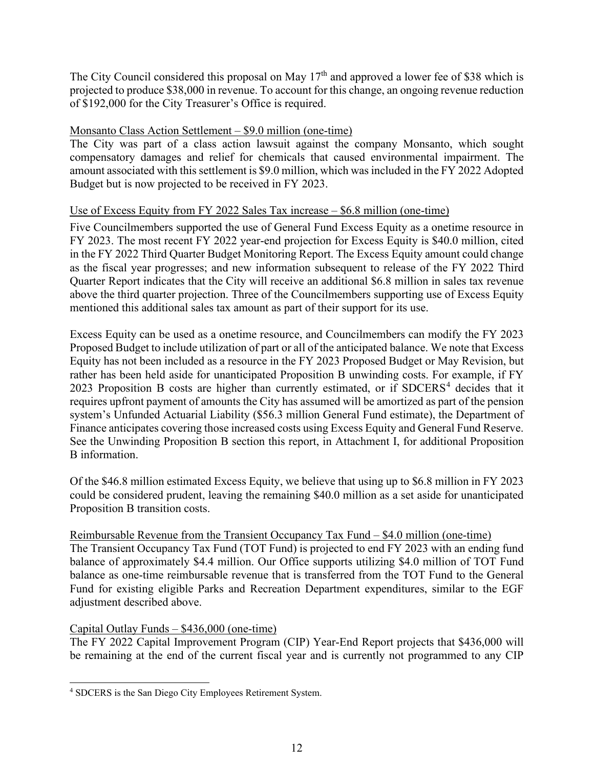The City Council considered this proposal on May 17th and approved a lower fee of $38 which is projected to produce $38,000 in revenue. To account for this change, an ongoing revenue reduction of $192,000 for the City Treasurer's Office is required.

<u>Monsanto Class Action Settlement – $9.0 million (one-time)</u>

The City was part of a class action lawsuit against the company Monsanto, which sought compensatory damages and relief for chemicals that caused environmental impairment. The amount associated with this settlement is $9.0 million, which was included in the FY 2022 Adopted Budget but is now projected to be received in FY 2023.

<u>Use of Excess Equity from FY 2022 Sales Tax increase – $6.8 million (one-time)</u>

Five Councilmembers supported the use of General Fund Excess Equity as a onetime resource in FY 2023. The most recent FY 2022 year-end projection for Excess Equity is $40.0 million, cited in the FY 2022 Third Quarter Budget Monitoring Report. The Excess Equity amount could change as the fiscal year progresses; and new information subsequent to release of the FY 2022 Third Quarter Report indicates that the City will receive an additional $6.8 million in sales tax revenue above the third quarter projection. Three of the Councilmembers supporting use of Excess Equity mentioned this additional sales tax amount as part of their support for its use.

Excess Equity can be used as a onetime resource, and Councilmembers can modify the FY 2023 Proposed Budget to include utilization of part or all of the anticipated balance. We note that Excess Equity has not been included as a resource in the FY 2023 Proposed Budget or May Revision, but rather has been held aside for unanticipated Proposition B unwinding costs. For example, if FY 2023 Proposition B costs are higher than currently estimated, or if SDCERS[4] decides that it requires upfront payment of amounts the City has assumed will be amortized as part of the pension system's Unfunded Actuarial Liability ($56.3 million General Fund estimate), the Department of Finance anticipates covering those increased costs using Excess Equity and General Fund Reserve. See the Unwinding Proposition B section this report, in Attachment I, for additional Proposition B information.

Of the $46.8 million estimated Excess Equity, we believe that using up to $6.8 million in FY 2023 could be considered prudent, leaving the remaining $40.0 million as a set aside for unanticipated Proposition B transition costs.

<u>Reimbursable Revenue from the Transient Occupancy Tax Fund – $4.0 million (one-time)</u>

The Transient Occupancy Tax Fund (TOT Fund) is projected to end FY 2023 with an ending fund balance of approximately $4.4 million. Our Office supports utilizing $4.0 million of TOT Fund balance as one-time reimbursable revenue that is transferred from the TOT Fund to the General Fund for existing eligible Parks and Recreation Department expenditures, similar to the EGF adjustment described above.

<u>Capital Outlay Funds – $436,000 (one-time)</u>

The FY 2022 Capital Improvement Program (CIP) Year-End Report projects that $436,000 will be remaining at the end of the current fiscal year and is currently not programmed to any CIP

[4] SDCERS is the San Diego City Employees Retirement System.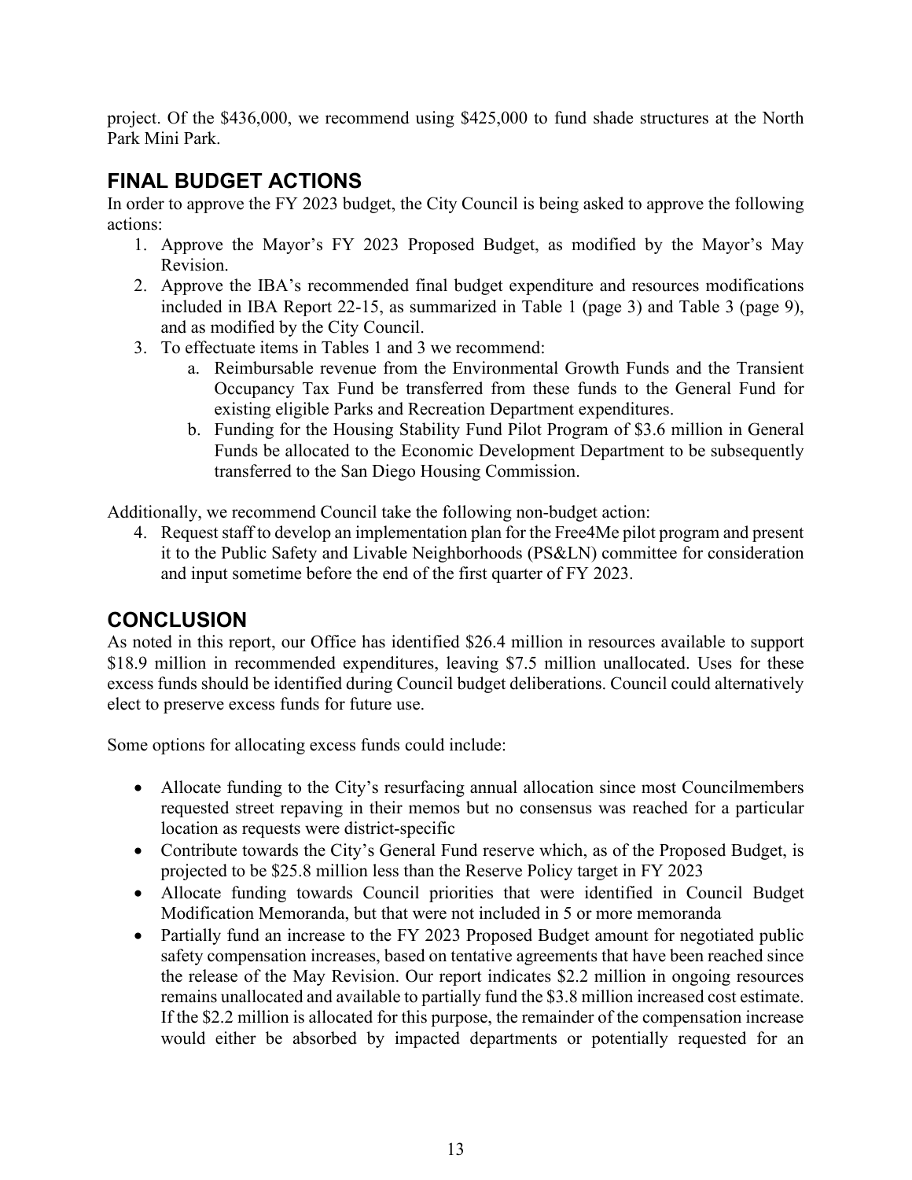project. Of the $436,000, we recommend using $425,000 to fund shade structures at the North Park Mini Park.

## FINAL BUDGET ACTIONS

In order to approve the FY 2023 budget, the City Council is being asked to approve the following actions:

1. Approve the Mayor's FY 2023 Proposed Budget, as modified by the Mayor's May Revision.
2. Approve the IBA's recommended final budget expenditure and resources modifications included in IBA Report 22-15, as summarized in Table 1 (page 3) and Table 3 (page 9), and as modified by the City Council.
3. To effectuate items in Tables 1 and 3 we recommend:
   a. Reimbursable revenue from the Environmental Growth Funds and the Transient Occupancy Tax Fund be transferred from these funds to the General Fund for existing eligible Parks and Recreation Department expenditures.
   b. Funding for the Housing Stability Fund Pilot Program of $3.6 million in General Funds be allocated to the Economic Development Department to be subsequently transferred to the San Diego Housing Commission.

Additionally, we recommend Council take the following non-budget action:

4. Request staff to develop an implementation plan for the Free4Me pilot program and present it to the Public Safety and Livable Neighborhoods (PS&LN) committee for consideration and input sometime before the end of the first quarter of FY 2023.

## CONCLUSION

As noted in this report, our Office has identified $26.4 million in resources available to support $18.9 million in recommended expenditures, leaving $7.5 million unallocated. Uses for these excess funds should be identified during Council budget deliberations. Council could alternatively elect to preserve excess funds for future use.

Some options for allocating excess funds could include:

- Allocate funding to the City's resurfacing annual allocation since most Councilmembers requested street repaving in their memos but no consensus was reached for a particular location as requests were district-specific
- Contribute towards the City's General Fund reserve which, as of the Proposed Budget, is projected to be $25.8 million less than the Reserve Policy target in FY 2023
- Allocate funding towards Council priorities that were identified in Council Budget Modification Memoranda, but that were not included in 5 or more memoranda
- Partially fund an increase to the FY 2023 Proposed Budget amount for negotiated public safety compensation increases, based on tentative agreements that have been reached since the release of the May Revision. Our report indicates $2.2 million in ongoing resources remains unallocated and available to partially fund the $3.8 million increased cost estimate. If the $2.2 million is allocated for this purpose, the remainder of the compensation increase would either be absorbed by impacted departments or potentially requested for an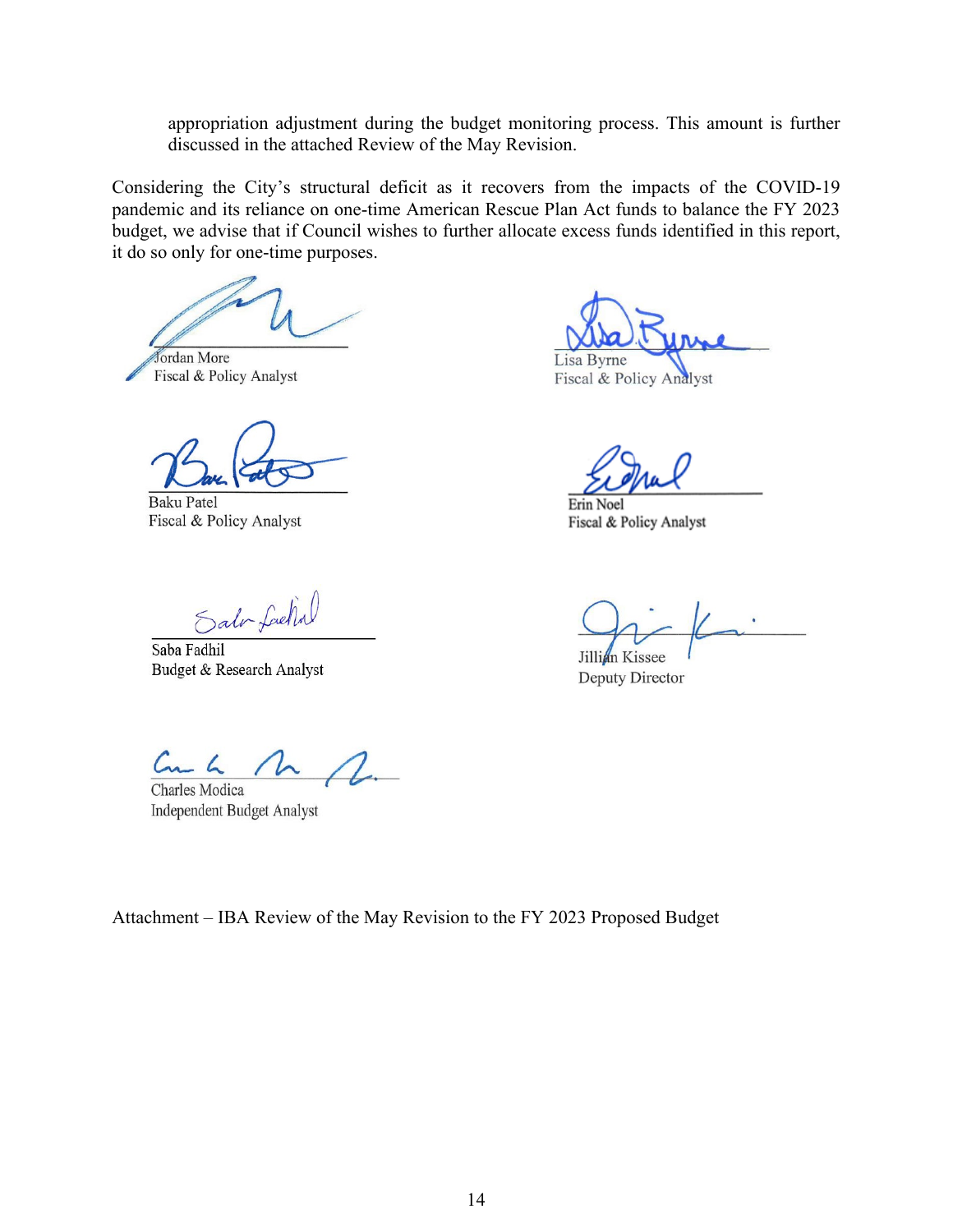appropriation adjustment during the budget monitoring process. This amount is further discussed in the attached Review of the May Revision.

Considering the City's structural deficit as it recovers from the impacts of the COVID-19 pandemic and its reliance on one-time American Rescue Plan Act funds to balance the FY 2023 budget, we advise that if Council wishes to further allocate excess funds identified in this report, it do so only for one-time purposes.

Jordan More
Fiscal & Policy Analyst

Lisa Byrne
Fiscal & Policy Analyst

Baku Patel
Fiscal & Policy Analyst

Erin Noel
Fiscal & Policy Analyst

Saba Fadhil
Budget & Research Analyst

Jillian Kissee
Deputy Director

Charles Modica
Independent Budget Analyst

Attachment – IBA Review of the May Revision to the FY 2023 Proposed Budget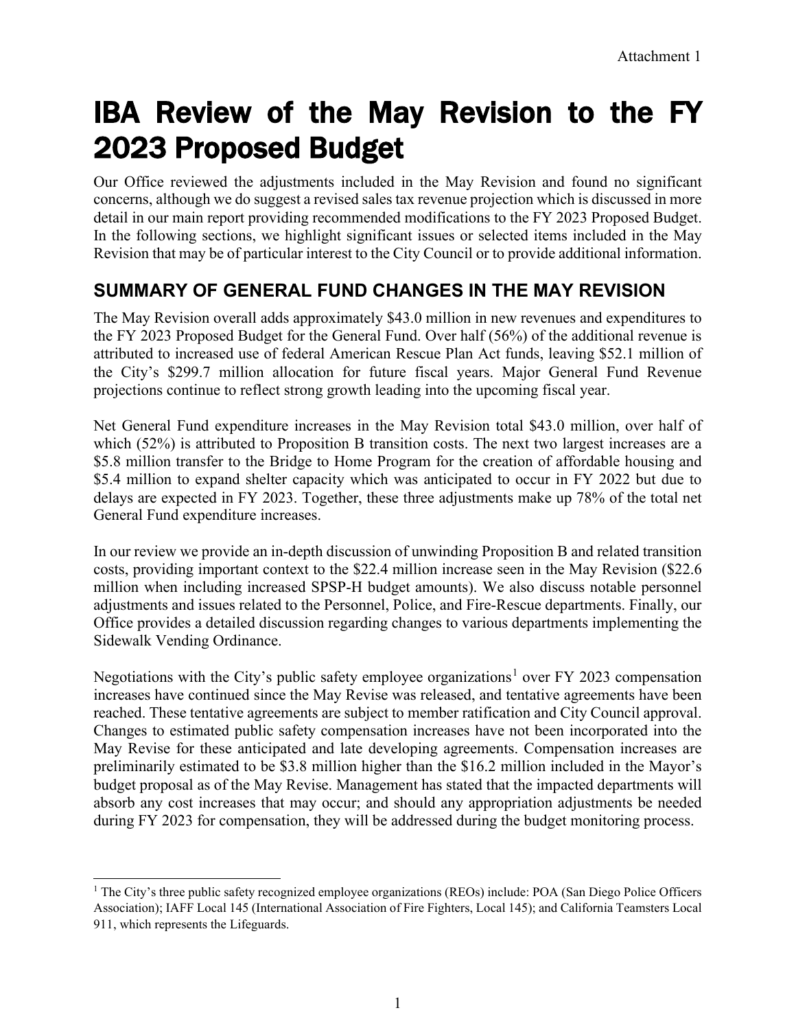Attachment 1

# IBA Review of the May Revision to the FY 2023 Proposed Budget

Our Office reviewed the adjustments included in the May Revision and found no significant concerns, although we do suggest a revised sales tax revenue projection which is discussed in more detail in our main report providing recommended modifications to the FY 2023 Proposed Budget. In the following sections, we highlight significant issues or selected items included in the May Revision that may be of particular interest to the City Council or to provide additional information.

## SUMMARY OF GENERAL FUND CHANGES IN THE MAY REVISION

The May Revision overall adds approximately $43.0 million in new revenues and expenditures to the FY 2023 Proposed Budget for the General Fund. Over half (56%) of the additional revenue is attributed to increased use of federal American Rescue Plan Act funds, leaving $52.1 million of the City's $299.7 million allocation for future fiscal years. Major General Fund Revenue projections continue to reflect strong growth leading into the upcoming fiscal year.

Net General Fund expenditure increases in the May Revision total $43.0 million, over half of which (52%) is attributed to Proposition B transition costs. The next two largest increases are a $5.8 million transfer to the Bridge to Home Program for the creation of affordable housing and $5.4 million to expand shelter capacity which was anticipated to occur in FY 2022 but due to delays are expected in FY 2023. Together, these three adjustments make up 78% of the total net General Fund expenditure increases.

In our review we provide an in-depth discussion of unwinding Proposition B and related transition costs, providing important context to the $22.4 million increase seen in the May Revision ($22.6 million when including increased SPSP-H budget amounts). We also discuss notable personnel adjustments and issues related to the Personnel, Police, and Fire-Rescue departments. Finally, our Office provides a detailed discussion regarding changes to various departments implementing the Sidewalk Vending Ordinance.

Negotiations with the City's public safety employee organizations[1] over FY 2023 compensation increases have continued since the May Revise was released, and tentative agreements have been reached. These tentative agreements are subject to member ratification and City Council approval. Changes to estimated public safety compensation increases have not been incorporated into the May Revise for these anticipated and late developing agreements. Compensation increases are preliminarily estimated to be $3.8 million higher than the $16.2 million included in the Mayor's budget proposal as of the May Revise. Management has stated that the impacted departments will absorb any cost increases that may occur; and should any appropriation adjustments be needed during FY 2023 for compensation, they will be addressed during the budget monitoring process.

[1] The City's three public safety recognized employee organizations (REOs) include: POA (San Diego Police Officers Association); IAFF Local 145 (International Association of Fire Fighters, Local 145); and California Teamsters Local 911, which represents the Lifeguards.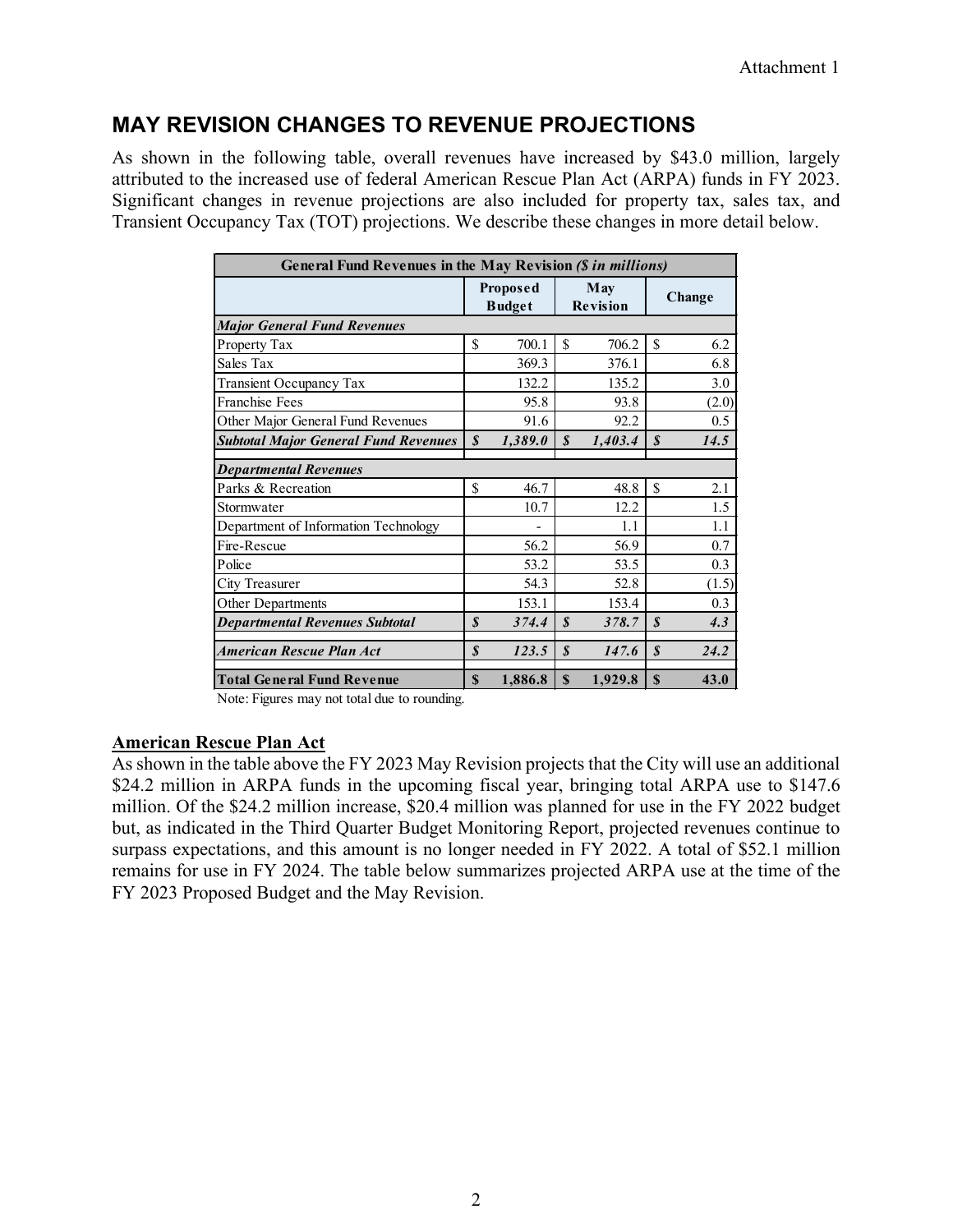## MAY REVISION CHANGES TO REVENUE PROJECTIONS

As shown in the following table, overall revenues have increased by $43.0 million, largely attributed to the increased use of federal American Rescue Plan Act (ARPA) funds in FY 2023. Significant changes in revenue projections are also included for property tax, sales tax, and Transient Occupancy Tax (TOT) projections. We describe these changes in more detail below.

| General Fund Revenues in the May Revision *($ in millions)* | | | |
|---|---|---|---|
| | **Proposed Budget** | **May Revision** | **Change** |
| ***Major General Fund Revenues*** | | | |
| Property Tax | $ 700.1 | $ 706.2 | $ 6.2 |
| Sales Tax | 369.3 | 376.1 | 6.8 |
| Transient Occupancy Tax | 132.2 | 135.2 | 3.0 |
| Franchise Fees | 95.8 | 93.8 | (2.0) |
| Other Major General Fund Revenues | 91.6 | 92.2 | 0.5 |
| ***Subtotal Major General Fund Revenues*** | ***$ 1,389.0*** | ***$ 1,403.4*** | ***$ 14.5*** |
| ***Departmental Revenues*** | | | |
| Parks & Recreation | $ 46.7 | 48.8 | $ 2.1 |
| Stormwater | 10.7 | 12.2 | 1.5 |
| Department of Information Technology | - | 1.1 | 1.1 |
| Fire-Rescue | 56.2 | 56.9 | 0.7 |
| Police | 53.2 | 53.5 | 0.3 |
| City Treasurer | 54.3 | 52.8 | (1.5) |
| Other Departments | 153.1 | 153.4 | 0.3 |
| ***Departmental Revenues Subtotal*** | ***$ 374.4*** | ***$ 378.7*** | ***$ 4.3*** |
| ***American Rescue Plan Act*** | ***$ 123.5*** | ***$ 147.6*** | ***$ 24.2*** |
| **Total General Fund Revenue** | **$ 1,886.8** | **$ 1,929.8** | **$ 43.0** |

Note: Figures may not total due to rounding.

**<u>American Rescue Plan Act</u>**

As shown in the table above the FY 2023 May Revision projects that the City will use an additional $24.2 million in ARPA funds in the upcoming fiscal year, bringing total ARPA use to $147.6 million. Of the $24.2 million increase, $20.4 million was planned for use in the FY 2022 budget but, as indicated in the Third Quarter Budget Monitoring Report, projected revenues continue to surpass expectations, and this amount is no longer needed in FY 2022. A total of $52.1 million remains for use in FY 2024. The table below summarizes projected ARPA use at the time of the FY 2023 Proposed Budget and the May Revision.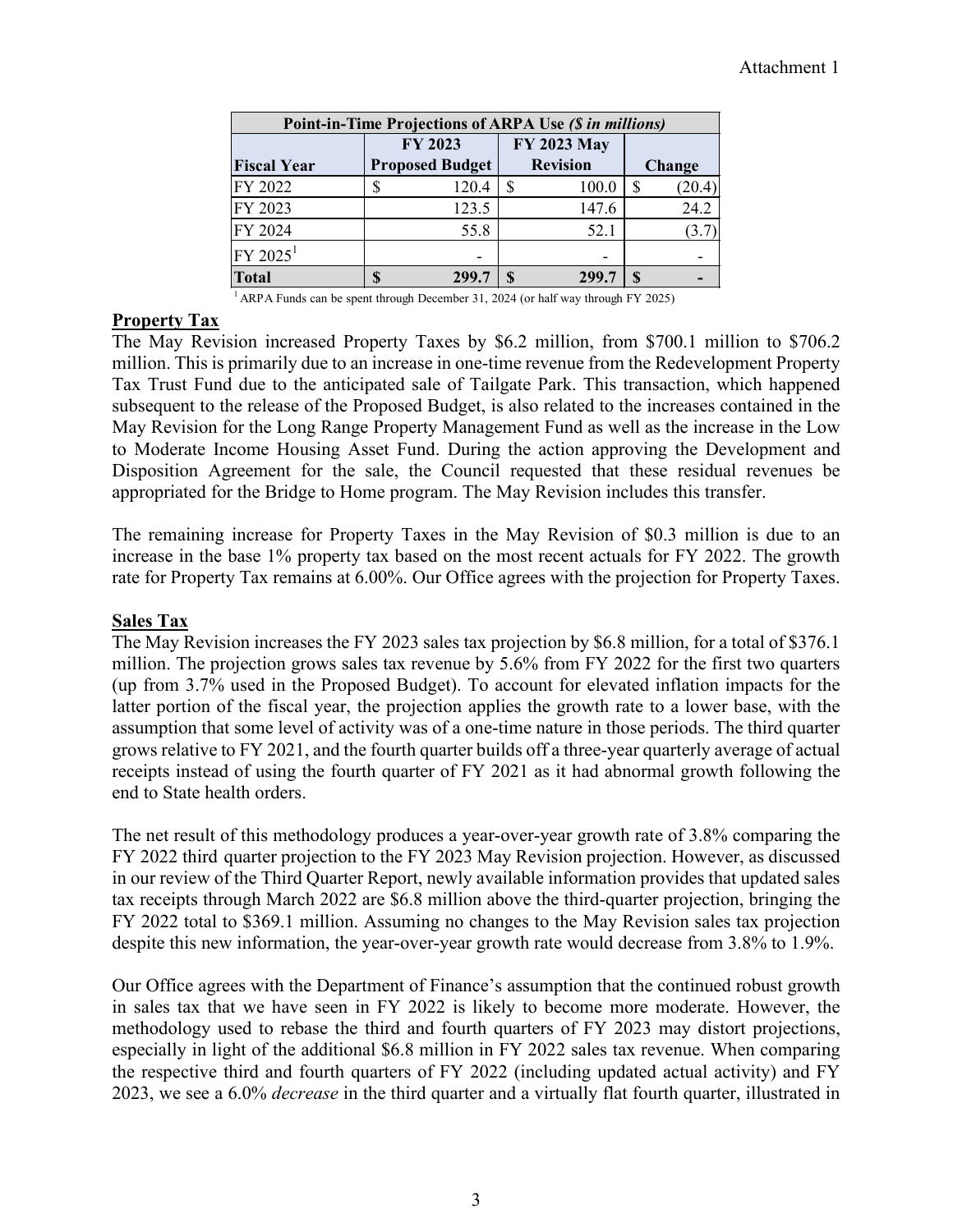| Point-in-Time Projections of ARPA Use *($ in millions)* | | | |
|---|---|---|---|
| Fiscal Year | FY 2023 Proposed Budget | FY 2023 May Revision | Change |
| FY 2022 | $ 120.4 | $ 100.0 | $ (20.4) |
| FY 2023 | 123.5 | 147.6 | 24.2 |
| FY 2024 | 55.8 | 52.1 | (3.7) |
| FY 2025[1] | - | - | - |
| **Total** | **$ 299.7** | **$ 299.7** | **$ -** |

[1] ARPA Funds can be spent through December 31, 2024 (or half way through FY 2025)

**Property Tax**

The May Revision increased Property Taxes by $6.2 million, from $700.1 million to $706.2 million. This is primarily due to an increase in one-time revenue from the Redevelopment Property Tax Trust Fund due to the anticipated sale of Tailgate Park. This transaction, which happened subsequent to the release of the Proposed Budget, is also related to the increases contained in the May Revision for the Long Range Property Management Fund as well as the increase in the Low to Moderate Income Housing Asset Fund. During the action approving the Development and Disposition Agreement for the sale, the Council requested that these residual revenues be appropriated for the Bridge to Home program. The May Revision includes this transfer.

The remaining increase for Property Taxes in the May Revision of $0.3 million is due to an increase in the base 1% property tax based on the most recent actuals for FY 2022. The growth rate for Property Tax remains at 6.00%. Our Office agrees with the projection for Property Taxes.

**Sales Tax**

The May Revision increases the FY 2023 sales tax projection by $6.8 million, for a total of $376.1 million. The projection grows sales tax revenue by 5.6% from FY 2022 for the first two quarters (up from 3.7% used in the Proposed Budget). To account for elevated inflation impacts for the latter portion of the fiscal year, the projection applies the growth rate to a lower base, with the assumption that some level of activity was of a one-time nature in those periods. The third quarter grows relative to FY 2021, and the fourth quarter builds off a three-year quarterly average of actual receipts instead of using the fourth quarter of FY 2021 as it had abnormal growth following the end to State health orders.

The net result of this methodology produces a year-over-year growth rate of 3.8% comparing the FY 2022 third quarter projection to the FY 2023 May Revision projection. However, as discussed in our review of the Third Quarter Report, newly available information provides that updated sales tax receipts through March 2022 are $6.8 million above the third-quarter projection, bringing the FY 2022 total to $369.1 million. Assuming no changes to the May Revision sales tax projection despite this new information, the year-over-year growth rate would decrease from 3.8% to 1.9%.

Our Office agrees with the Department of Finance's assumption that the continued robust growth in sales tax that we have seen in FY 2022 is likely to become more moderate. However, the methodology used to rebase the third and fourth quarters of FY 2023 may distort projections, especially in light of the additional $6.8 million in FY 2022 sales tax revenue. When comparing the respective third and fourth quarters of FY 2022 (including updated actual activity) and FY 2023, we see a 6.0% *decrease* in the third quarter and a virtually flat fourth quarter, illustrated in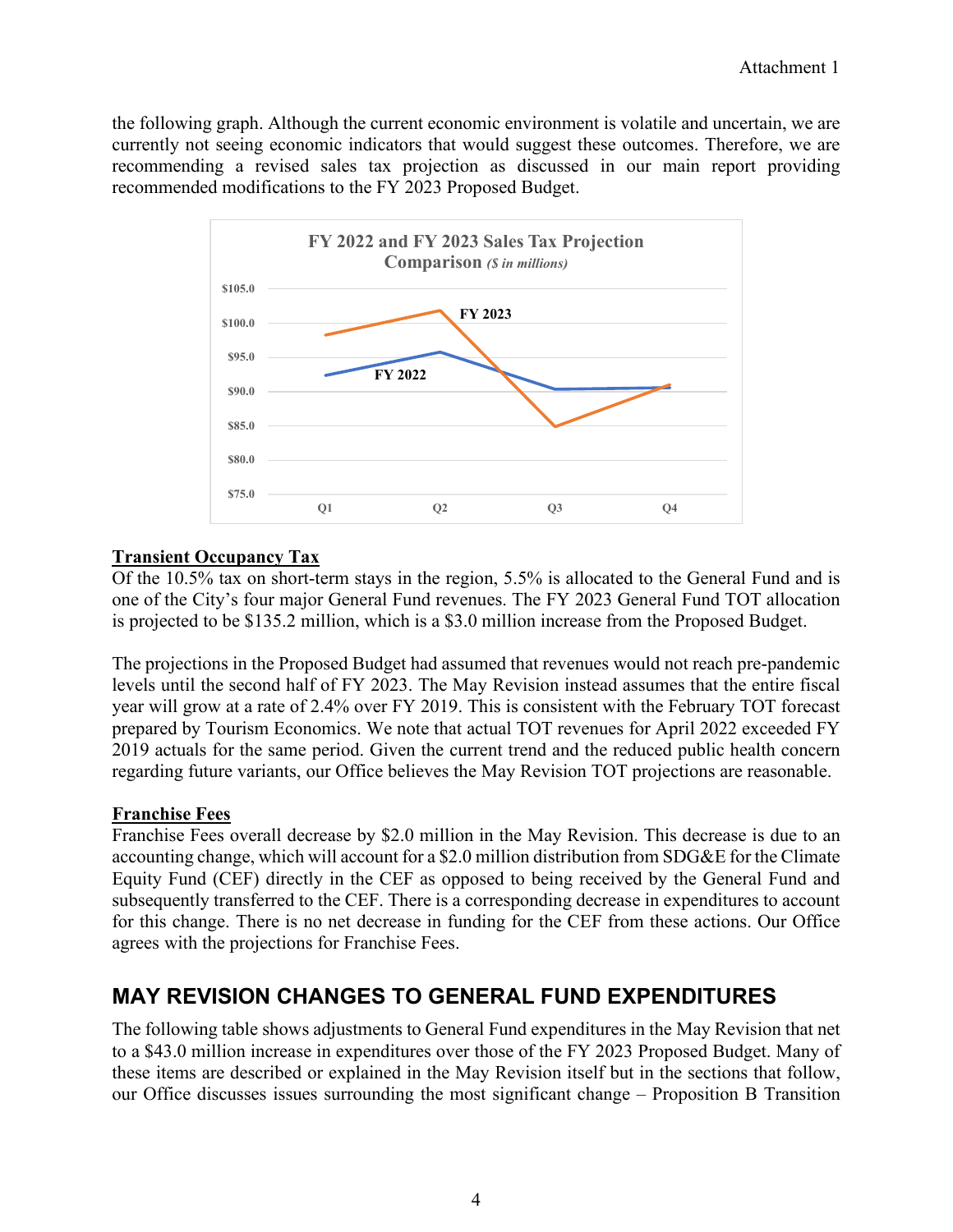the following graph. Although the current economic environment is volatile and uncertain, we are currently not seeing economic indicators that would suggest these outcomes. Therefore, we are recommending a revised sales tax projection as discussed in our main report providing recommended modifications to the FY 2023 Proposed Budget.

### Transient Occupancy Tax

Of the 10.5% tax on short-term stays in the region, 5.5% is allocated to the General Fund and is one of the City's four major General Fund revenues. The FY 2023 General Fund TOT allocation is projected to be $135.2 million, which is a $3.0 million increase from the Proposed Budget.

The projections in the Proposed Budget had assumed that revenues would not reach pre-pandemic levels until the second half of FY 2023. The May Revision instead assumes that the entire fiscal year will grow at a rate of 2.4% over FY 2019. This is consistent with the February TOT forecast prepared by Tourism Economics. We note that actual TOT revenues for April 2022 exceeded FY 2019 actuals for the same period. Given the current trend and the reduced public health concern regarding future variants, our Office believes the May Revision TOT projections are reasonable.

### Franchise Fees

Franchise Fees overall decrease by $2.0 million in the May Revision. This decrease is due to an accounting change, which will account for a $2.0 million distribution from SDG&E for the Climate Equity Fund (CEF) directly in the CEF as opposed to being received by the General Fund and subsequently transferred to the CEF. There is a corresponding decrease in expenditures to account for this change. There is no net decrease in funding for the CEF from these actions. Our Office agrees with the projections for Franchise Fees.

## MAY REVISION CHANGES TO GENERAL FUND EXPENDITURES

The following table shows adjustments to General Fund expenditures in the May Revision that net to a $43.0 million increase in expenditures over those of the FY 2023 Proposed Budget. Many of these items are described or explained in the May Revision itself but in the sections that follow, our Office discusses issues surrounding the most significant change – Proposition B Transition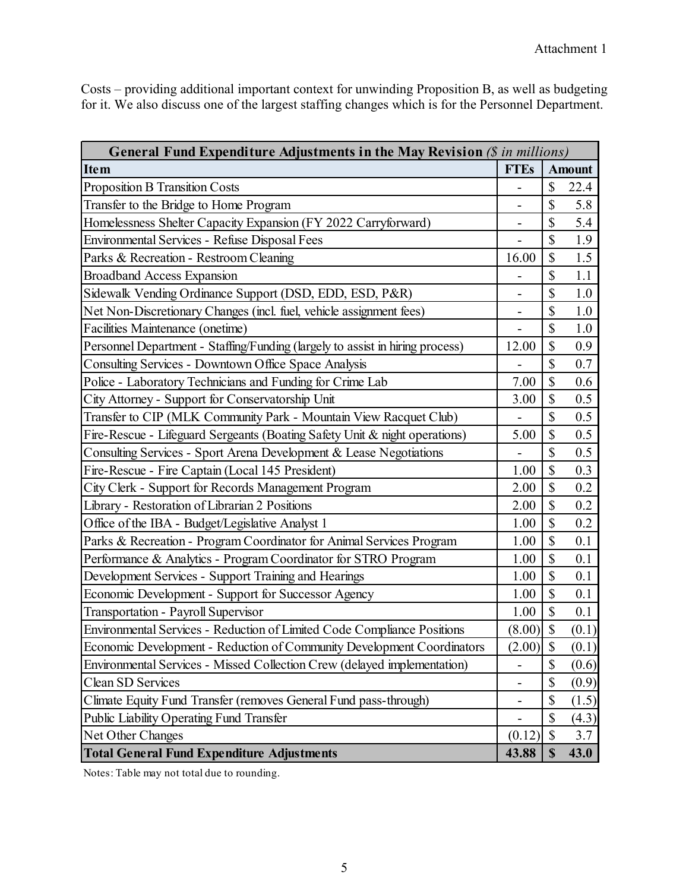Costs – providing additional important context for unwinding Proposition B, as well as budgeting for it. We also discuss one of the largest staffing changes which is for the Personnel Department.

| General Fund Expenditure Adjustments in the May Revision *($ in millions)* | | |
|---|---|---|
| **Item** | **FTEs** | **Amount** |
| Proposition B Transition Costs | - | $ 22.4 |
| Transfer to the Bridge to Home Program | - | $ 5.8 |
| Homelessness Shelter Capacity Expansion (FY 2022 Carryforward) | - | $ 5.4 |
| Environmental Services - Refuse Disposal Fees | - | $ 1.9 |
| Parks & Recreation - Restroom Cleaning | 16.00 | $ 1.5 |
| Broadband Access Expansion | - | $ 1.1 |
| Sidewalk Vending Ordinance Support (DSD, EDD, ESD, P&R) | - | $ 1.0 |
| Net Non-Discretionary Changes (incl. fuel, vehicle assignment fees) | - | $ 1.0 |
| Facilities Maintenance (onetime) | - | $ 1.0 |
| Personnel Department - Staffing/Funding (largely to assist in hiring process) | 12.00 | $ 0.9 |
| Consulting Services - Downtown Office Space Analysis | - | $ 0.7 |
| Police - Laboratory Technicians and Funding for Crime Lab | 7.00 | $ 0.6 |
| City Attorney - Support for Conservatorship Unit | 3.00 | $ 0.5 |
| Transfer to CIP (MLK Community Park - Mountain View Racquet Club) | - | $ 0.5 |
| Fire-Rescue - Lifeguard Sergeants (Boating Safety Unit & night operations) | 5.00 | $ 0.5 |
| Consulting Services - Sport Arena Development & Lease Negotiations | - | $ 0.5 |
| Fire-Rescue - Fire Captain (Local 145 President) | 1.00 | $ 0.3 |
| City Clerk - Support for Records Management Program | 2.00 | $ 0.2 |
| Library - Restoration of Librarian 2 Positions | 2.00 | $ 0.2 |
| Office of the IBA - Budget/Legislative Analyst 1 | 1.00 | $ 0.2 |
| Parks & Recreation - Program Coordinator for Animal Services Program | 1.00 | $ 0.1 |
| Performance & Analytics - Program Coordinator for STRO Program | 1.00 | $ 0.1 |
| Development Services - Support Training and Hearings | 1.00 | $ 0.1 |
| Economic Development - Support for Successor Agency | 1.00 | $ 0.1 |
| Transportation - Payroll Supervisor | 1.00 | $ 0.1 |
| Environmental Services - Reduction of Limited Code Compliance Positions | (8.00) | $ (0.1) |
| Economic Development - Reduction of Community Development Coordinators | (2.00) | $ (0.1) |
| Environmental Services - Missed Collection Crew (delayed implementation) | - | $ (0.6) |
| Clean SD Services | - | $ (0.9) |
| Climate Equity Fund Transfer (removes General Fund pass-through) | - | $ (1.5) |
| Public Liability Operating Fund Transfer | - | $ (4.3) |
| Net Other Changes | (0.12) | $ 3.7 |
| **Total General Fund Expenditure Adjustments** | **43.88** | **$ 43.0** |

Notes: Table may not total due to rounding.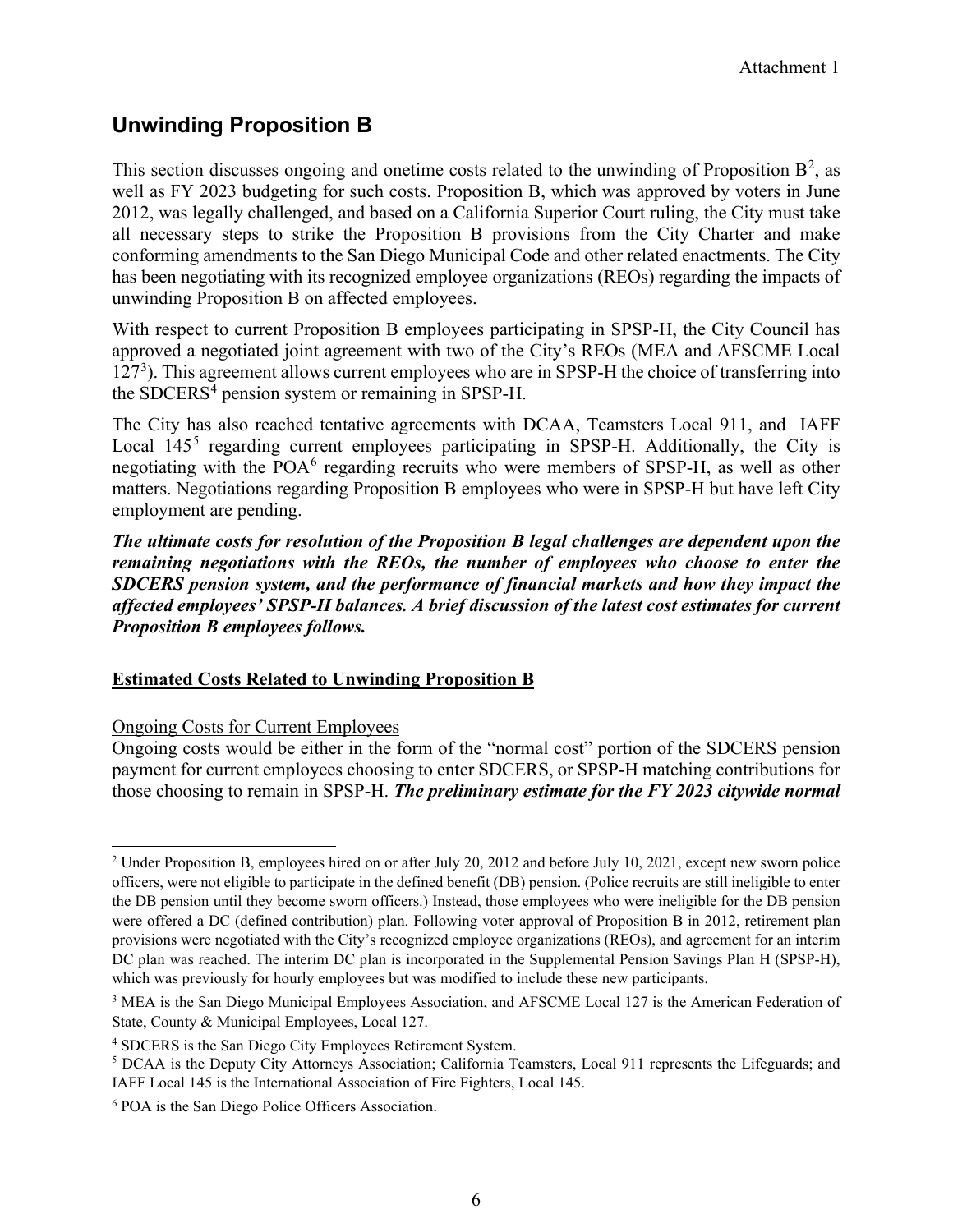Attachment 1

## Unwinding Proposition B

This section discusses ongoing and onetime costs related to the unwinding of Proposition B[2], as well as FY 2023 budgeting for such costs. Proposition B, which was approved by voters in June 2012, was legally challenged, and based on a California Superior Court ruling, the City must take all necessary steps to strike the Proposition B provisions from the City Charter and make conforming amendments to the San Diego Municipal Code and other related enactments. The City has been negotiating with its recognized employee organizations (REOs) regarding the impacts of unwinding Proposition B on affected employees.

With respect to current Proposition B employees participating in SPSP-H, the City Council has approved a negotiated joint agreement with two of the City's REOs (MEA and AFSCME Local 127[3]). This agreement allows current employees who are in SPSP-H the choice of transferring into the SDCERS[4] pension system or remaining in SPSP-H.

The City has also reached tentative agreements with DCAA, Teamsters Local 911, and IAFF Local 145[5] regarding current employees participating in SPSP-H. Additionally, the City is negotiating with the POA[6] regarding recruits who were members of SPSP-H, as well as other matters. Negotiations regarding Proposition B employees who were in SPSP-H but have left City employment are pending.

***The ultimate costs for resolution of the Proposition B legal challenges are dependent upon the remaining negotiations with the REOs, the number of employees who choose to enter the SDCERS pension system, and the performance of financial markets and how they impact the affected employees' SPSP-H balances. A brief discussion of the latest cost estimates for current Proposition B employees follows.***

**<u>Estimated Costs Related to Unwinding Proposition B</u>**

<u>Ongoing Costs for Current Employees</u>

Ongoing costs would be either in the form of the "normal cost" portion of the SDCERS pension payment for current employees choosing to enter SDCERS, or SPSP-H matching contributions for those choosing to remain in SPSP-H. ***The preliminary estimate for the FY 2023 citywide normal***

---

[2] Under Proposition B, employees hired on or after July 20, 2012 and before July 10, 2021, except new sworn police officers, were not eligible to participate in the defined benefit (DB) pension. (Police recruits are still ineligible to enter the DB pension until they become sworn officers.) Instead, those employees who were ineligible for the DB pension were offered a DC (defined contribution) plan. Following voter approval of Proposition B in 2012, retirement plan provisions were negotiated with the City's recognized employee organizations (REOs), and agreement for an interim DC plan was reached. The interim DC plan is incorporated in the Supplemental Pension Savings Plan H (SPSP-H), which was previously for hourly employees but was modified to include these new participants.

[3] MEA is the San Diego Municipal Employees Association, and AFSCME Local 127 is the American Federation of State, County & Municipal Employees, Local 127.

[4] SDCERS is the San Diego City Employees Retirement System.

[5] DCAA is the Deputy City Attorneys Association; California Teamsters, Local 911 represents the Lifeguards; and IAFF Local 145 is the International Association of Fire Fighters, Local 145.

[6] POA is the San Diego Police Officers Association.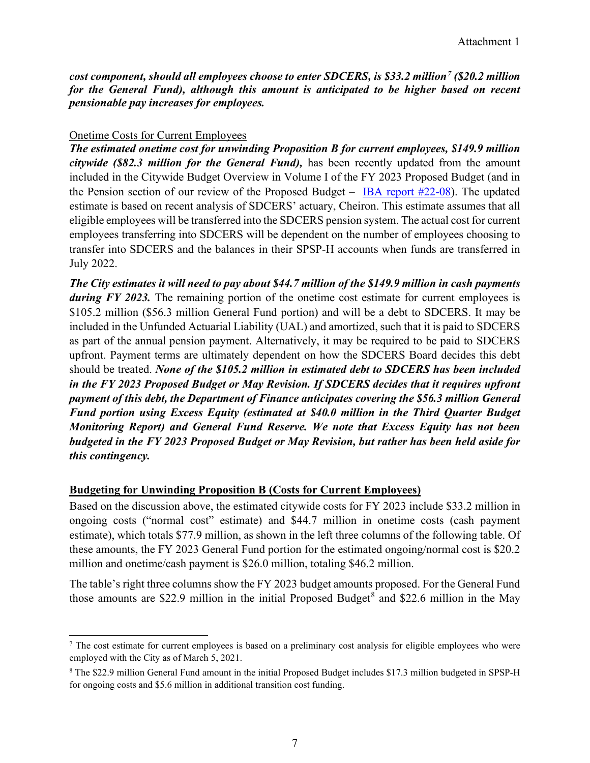***cost component, should all employees choose to enter SDCERS, is $33.2 million[7] ($20.2 million for the General Fund), although this amount is anticipated to be higher based on recent pensionable pay increases for employees.***

Onetime Costs for Current Employees

***The estimated onetime cost for unwinding Proposition B for current employees, $149.9 million citywide ($82.3 million for the General Fund),*** has been recently updated from the amount included in the Citywide Budget Overview in Volume I of the FY 2023 Proposed Budget (and in the Pension section of our review of the Proposed Budget – IBA report #22-08). The updated estimate is based on recent analysis of SDCERS' actuary, Cheiron. This estimate assumes that all eligible employees will be transferred into the SDCERS pension system. The actual cost for current employees transferring into SDCERS will be dependent on the number of employees choosing to transfer into SDCERS and the balances in their SPSP-H accounts when funds are transferred in July 2022.

***The City estimates it will need to pay about $44.7 million of the $149.9 million in cash payments during FY 2023.*** The remaining portion of the onetime cost estimate for current employees is $105.2 million ($56.3 million General Fund portion) and will be a debt to SDCERS. It may be included in the Unfunded Actuarial Liability (UAL) and amortized, such that it is paid to SDCERS as part of the annual pension payment. Alternatively, it may be required to be paid to SDCERS upfront. Payment terms are ultimately dependent on how the SDCERS Board decides this debt should be treated. ***None of the $105.2 million in estimated debt to SDCERS has been included in the FY 2023 Proposed Budget or May Revision. If SDCERS decides that it requires upfront payment of this debt, the Department of Finance anticipates covering the $56.3 million General Fund portion using Excess Equity (estimated at $40.0 million in the Third Quarter Budget Monitoring Report) and General Fund Reserve. We note that Excess Equity has not been budgeted in the FY 2023 Proposed Budget or May Revision, but rather has been held aside for this contingency.***

## Budgeting for Unwinding Proposition B (Costs for Current Employees)

Based on the discussion above, the estimated citywide costs for FY 2023 include $33.2 million in ongoing costs ("normal cost" estimate) and $44.7 million in onetime costs (cash payment estimate), which totals $77.9 million, as shown in the left three columns of the following table. Of these amounts, the FY 2023 General Fund portion for the estimated ongoing/normal cost is $20.2 million and onetime/cash payment is $26.0 million, totaling $46.2 million.

The table's right three columns show the FY 2023 budget amounts proposed. For the General Fund those amounts are $22.9 million in the initial Proposed Budget[8] and $22.6 million in the May

---

[7] The cost estimate for current employees is based on a preliminary cost analysis for eligible employees who were employed with the City as of March 5, 2021.

[8] The $22.9 million General Fund amount in the initial Proposed Budget includes $17.3 million budgeted in SPSP-H for ongoing costs and $5.6 million in additional transition cost funding.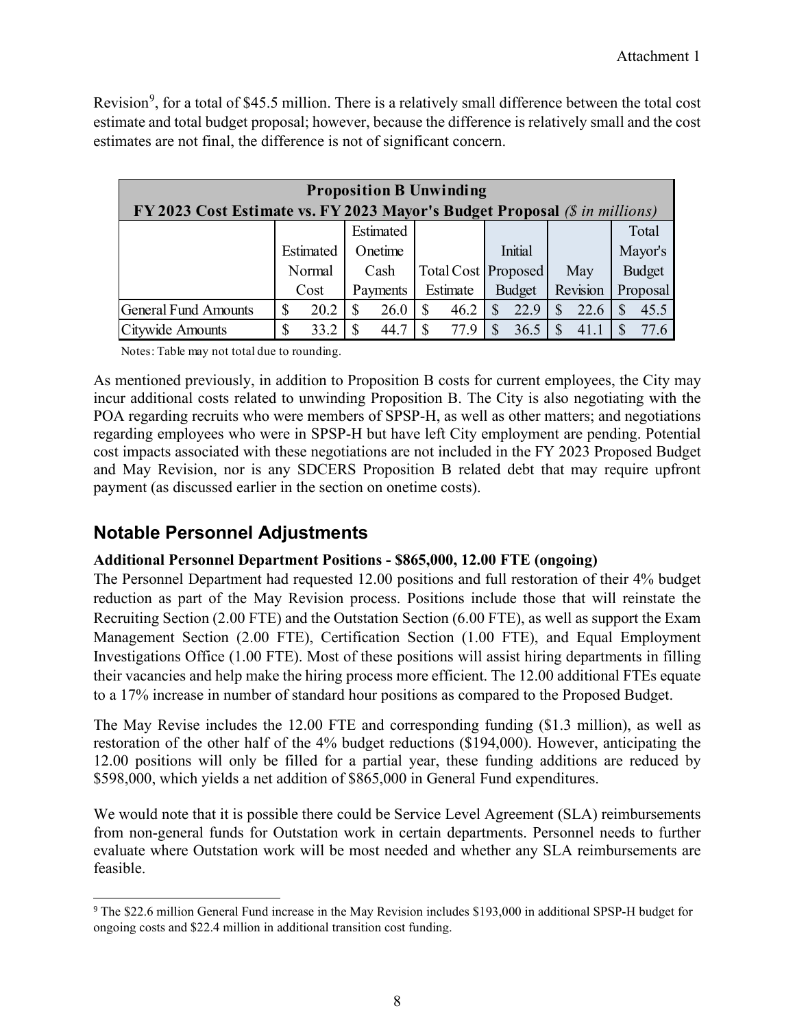Revision[9], for a total of $45.5 million. There is a relatively small difference between the total cost estimate and total budget proposal; however, because the difference is relatively small and the cost estimates are not final, the difference is not of significant concern.

| **Proposition B Unwinding**<br>**FY 2023 Cost Estimate vs. FY 2023 Mayor's Budget Proposal** *($ in millions)* | | | | | | |
|---|---|---|---|---|---|---|
| | Estimated Normal Cost | Estimated Onetime Cash Payments | Total Cost Estimate | Initial Proposed Budget | May Revision | Total Mayor's Budget Proposal |
| General Fund Amounts | $ 20.2 | $ 26.0 | $ 46.2 | $ 22.9 | $ 22.6 | $ 45.5 |
| Citywide Amounts | $ 33.2 | $ 44.7 | $ 77.9 | $ 36.5 | $ 41.1 | $ 77.6 |

Notes: Table may not total due to rounding.

As mentioned previously, in addition to Proposition B costs for current employees, the City may incur additional costs related to unwinding Proposition B. The City is also negotiating with the POA regarding recruits who were members of SPSP-H, as well as other matters; and negotiations regarding employees who were in SPSP-H but have left City employment are pending. Potential cost impacts associated with these negotiations are not included in the FY 2023 Proposed Budget and May Revision, nor is any SDCERS Proposition B related debt that may require upfront payment (as discussed earlier in the section on onetime costs).

## Notable Personnel Adjustments

**Additional Personnel Department Positions - $865,000, 12.00 FTE (ongoing)**

The Personnel Department had requested 12.00 positions and full restoration of their 4% budget reduction as part of the May Revision process. Positions include those that will reinstate the Recruiting Section (2.00 FTE) and the Outstation Section (6.00 FTE), as well as support the Exam Management Section (2.00 FTE), Certification Section (1.00 FTE), and Equal Employment Investigations Office (1.00 FTE). Most of these positions will assist hiring departments in filling their vacancies and help make the hiring process more efficient. The 12.00 additional FTEs equate to a 17% increase in number of standard hour positions as compared to the Proposed Budget.

The May Revise includes the 12.00 FTE and corresponding funding ($1.3 million), as well as restoration of the other half of the 4% budget reductions ($194,000). However, anticipating the 12.00 positions will only be filled for a partial year, these funding additions are reduced by $598,000, which yields a net addition of $865,000 in General Fund expenditures.

We would note that it is possible there could be Service Level Agreement (SLA) reimbursements from non-general funds for Outstation work in certain departments. Personnel needs to further evaluate where Outstation work will be most needed and whether any SLA reimbursements are feasible.

---

[9] The $22.6 million General Fund increase in the May Revision includes $193,000 in additional SPSP-H budget for ongoing costs and $22.4 million in additional transition cost funding.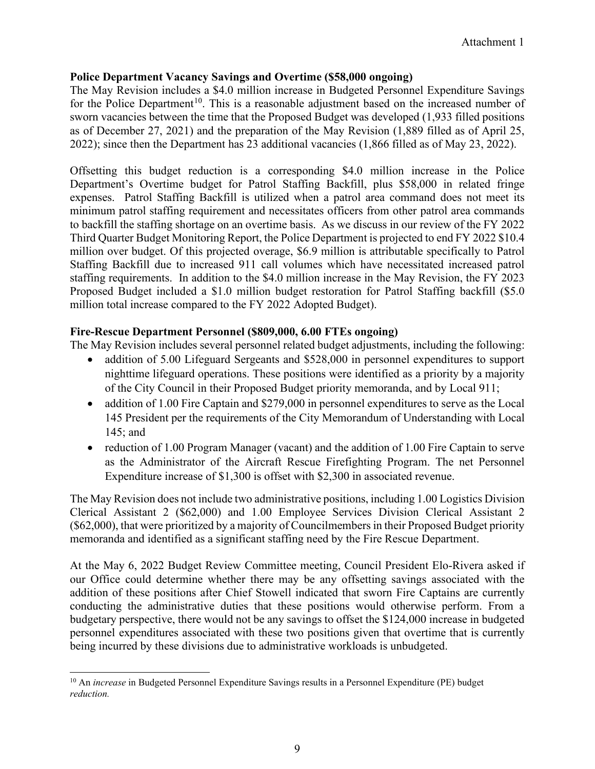Attachment 1

**Police Department Vacancy Savings and Overtime ($58,000 ongoing)**

The May Revision includes a $4.0 million increase in Budgeted Personnel Expenditure Savings for the Police Department[10]. This is a reasonable adjustment based on the increased number of sworn vacancies between the time that the Proposed Budget was developed (1,933 filled positions as of December 27, 2021) and the preparation of the May Revision (1,889 filled as of April 25, 2022); since then the Department has 23 additional vacancies (1,866 filled as of May 23, 2022).

Offsetting this budget reduction is a corresponding $4.0 million increase in the Police Department's Overtime budget for Patrol Staffing Backfill, plus $58,000 in related fringe expenses. Patrol Staffing Backfill is utilized when a patrol area command does not meet its minimum patrol staffing requirement and necessitates officers from other patrol area commands to backfill the staffing shortage on an overtime basis. As we discuss in our review of the FY 2022 Third Quarter Budget Monitoring Report, the Police Department is projected to end FY 2022 $10.4 million over budget. Of this projected overage, $6.9 million is attributable specifically to Patrol Staffing Backfill due to increased 911 call volumes which have necessitated increased patrol staffing requirements. In addition to the $4.0 million increase in the May Revision, the FY 2023 Proposed Budget included a $1.0 million budget restoration for Patrol Staffing backfill ($5.0 million total increase compared to the FY 2022 Adopted Budget).

**Fire-Rescue Department Personnel ($809,000, 6.00 FTEs ongoing)**

The May Revision includes several personnel related budget adjustments, including the following:

- addition of 5.00 Lifeguard Sergeants and $528,000 in personnel expenditures to support nighttime lifeguard operations. These positions were identified as a priority by a majority of the City Council in their Proposed Budget priority memoranda, and by Local 911;
- addition of 1.00 Fire Captain and $279,000 in personnel expenditures to serve as the Local 145 President per the requirements of the City Memorandum of Understanding with Local 145; and
- reduction of 1.00 Program Manager (vacant) and the addition of 1.00 Fire Captain to serve as the Administrator of the Aircraft Rescue Firefighting Program. The net Personnel Expenditure increase of $1,300 is offset with $2,300 in associated revenue.

The May Revision does not include two administrative positions, including 1.00 Logistics Division Clerical Assistant 2 ($62,000) and 1.00 Employee Services Division Clerical Assistant 2 ($62,000), that were prioritized by a majority of Councilmembers in their Proposed Budget priority memoranda and identified as a significant staffing need by the Fire Rescue Department.

At the May 6, 2022 Budget Review Committee meeting, Council President Elo-Rivera asked if our Office could determine whether there may be any offsetting savings associated with the addition of these positions after Chief Stowell indicated that sworn Fire Captains are currently conducting the administrative duties that these positions would otherwise perform. From a budgetary perspective, there would not be any savings to offset the $124,000 increase in budgeted personnel expenditures associated with these two positions given that overtime that is currently being incurred by these divisions due to administrative workloads is unbudgeted.

---

[10] An *increase* in Budgeted Personnel Expenditure Savings results in a Personnel Expenditure (PE) budget *reduction.*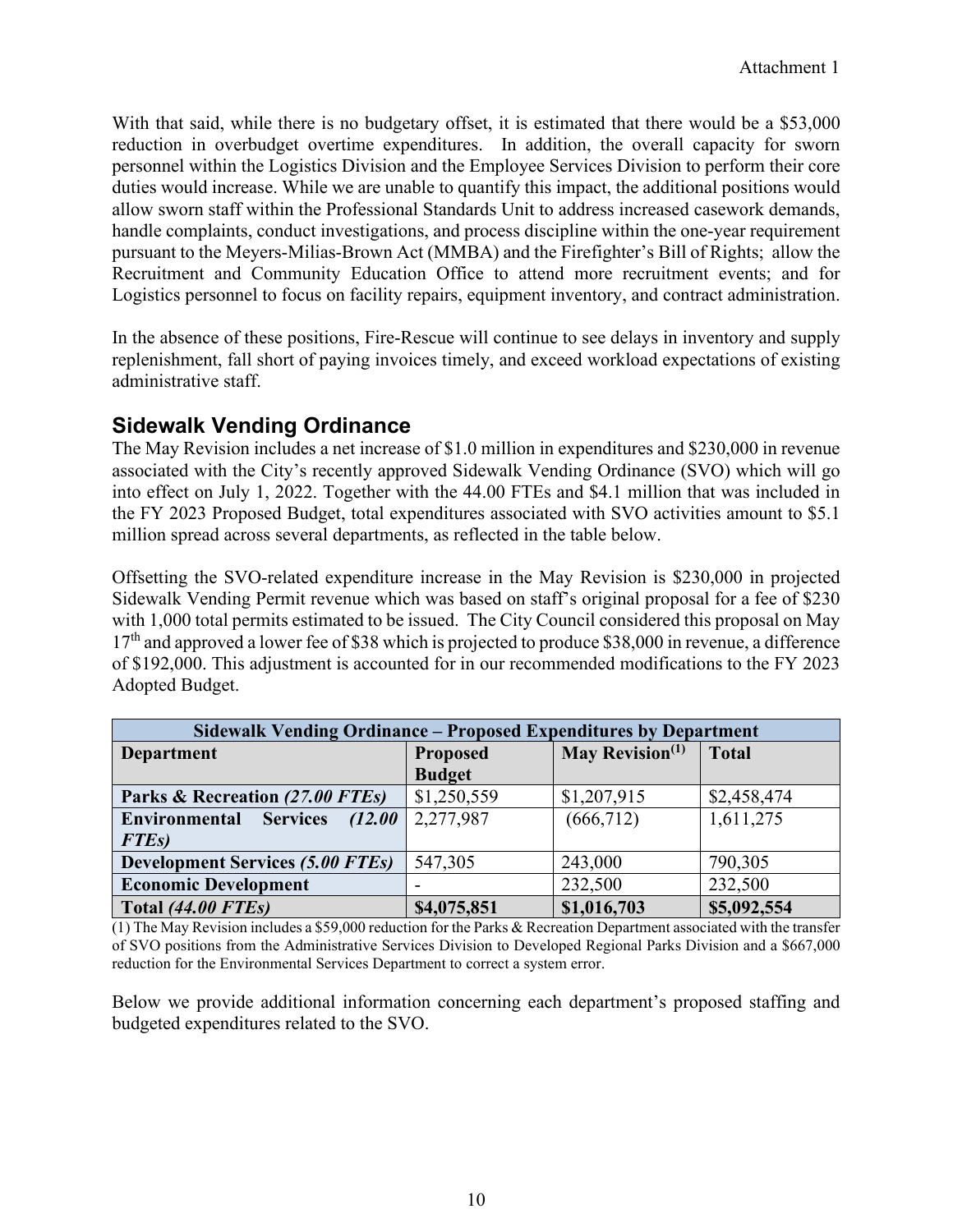With that said, while there is no budgetary offset, it is estimated that there would be a $53,000 reduction in overbudget overtime expenditures. In addition, the overall capacity for sworn personnel within the Logistics Division and the Employee Services Division to perform their core duties would increase. While we are unable to quantify this impact, the additional positions would allow sworn staff within the Professional Standards Unit to address increased casework demands, handle complaints, conduct investigations, and process discipline within the one-year requirement pursuant to the Meyers-Milias-Brown Act (MMBA) and the Firefighter's Bill of Rights; allow the Recruitment and Community Education Office to attend more recruitment events; and for Logistics personnel to focus on facility repairs, equipment inventory, and contract administration.

In the absence of these positions, Fire-Rescue will continue to see delays in inventory and supply replenishment, fall short of paying invoices timely, and exceed workload expectations of existing administrative staff.

## Sidewalk Vending Ordinance

The May Revision includes a net increase of $1.0 million in expenditures and $230,000 in revenue associated with the City's recently approved Sidewalk Vending Ordinance (SVO) which will go into effect on July 1, 2022. Together with the 44.00 FTEs and $4.1 million that was included in the FY 2023 Proposed Budget, total expenditures associated with SVO activities amount to $5.1 million spread across several departments, as reflected in the table below.

Offsetting the SVO-related expenditure increase in the May Revision is $230,000 in projected Sidewalk Vending Permit revenue which was based on staff's original proposal for a fee of $230 with 1,000 total permits estimated to be issued. The City Council considered this proposal on May 17th and approved a lower fee of $38 which is projected to produce $38,000 in revenue, a difference of $192,000. This adjustment is accounted for in our recommended modifications to the FY 2023 Adopted Budget.

| **Sidewalk Vending Ordinance – Proposed Expenditures by Department** | | | |
|---|---|---|---|
| **Department** | **Proposed Budget** | **May Revision[1]** | **Total** |
| **Parks & Recreation *(27.00 FTEs)*** | $1,250,559 | $1,207,915 | $2,458,474 |
| **Environmental Services *(12.00 FTEs)*** | 2,277,987 | (666,712) | 1,611,275 |
| **Development Services *(5.00 FTEs)*** | 547,305 | 243,000 | 790,305 |
| **Economic Development** | - | 232,500 | 232,500 |
| **Total *(44.00 FTEs)*** | **$4,075,851** | **$1,016,703** | **$5,092,554** |

(1) The May Revision includes a $59,000 reduction for the Parks & Recreation Department associated with the transfer of SVO positions from the Administrative Services Division to Developed Regional Parks Division and a $667,000 reduction for the Environmental Services Department to correct a system error.

Below we provide additional information concerning each department's proposed staffing and budgeted expenditures related to the SVO.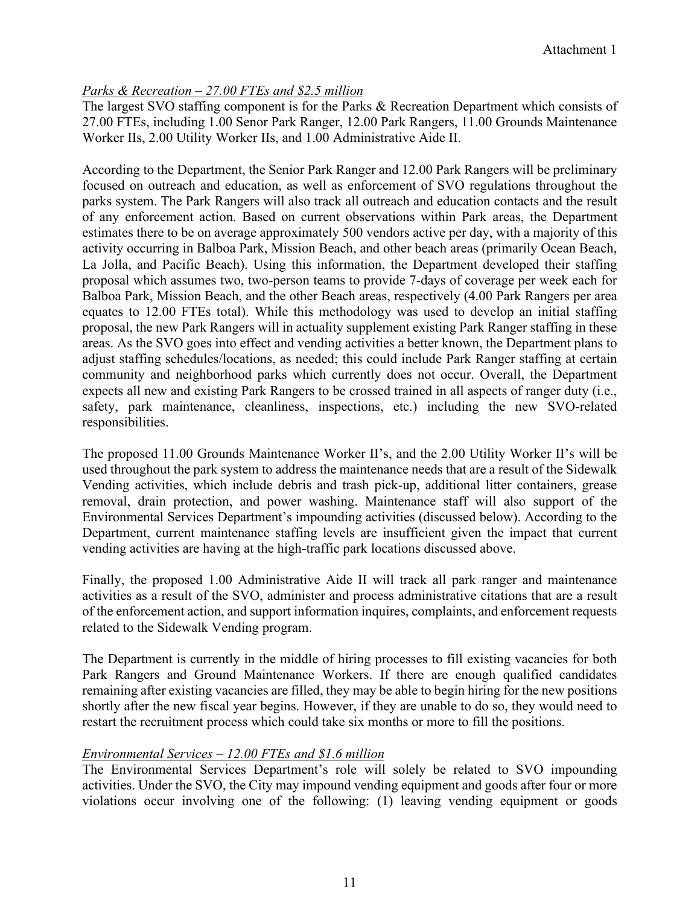*Parks & Recreation – 27.00 FTEs and $2.5 million*

The largest SVO staffing component is for the Parks & Recreation Department which consists of 27.00 FTEs, including 1.00 Senor Park Ranger, 12.00 Park Rangers, 11.00 Grounds Maintenance Worker IIs, 2.00 Utility Worker IIs, and 1.00 Administrative Aide II.

According to the Department, the Senior Park Ranger and 12.00 Park Rangers will be preliminary focused on outreach and education, as well as enforcement of SVO regulations throughout the parks system. The Park Rangers will also track all outreach and education contacts and the result of any enforcement action. Based on current observations within Park areas, the Department estimates there to be on average approximately 500 vendors active per day, with a majority of this activity occurring in Balboa Park, Mission Beach, and other beach areas (primarily Ocean Beach, La Jolla, and Pacific Beach). Using this information, the Department developed their staffing proposal which assumes two, two-person teams to provide 7-days of coverage per week each for Balboa Park, Mission Beach, and the other Beach areas, respectively (4.00 Park Rangers per area equates to 12.00 FTEs total). While this methodology was used to develop an initial staffing proposal, the new Park Rangers will in actuality supplement existing Park Ranger staffing in these areas. As the SVO goes into effect and vending activities a better known, the Department plans to adjust staffing schedules/locations, as needed; this could include Park Ranger staffing at certain community and neighborhood parks which currently does not occur. Overall, the Department expects all new and existing Park Rangers to be crossed trained in all aspects of ranger duty (i.e., safety, park maintenance, cleanliness, inspections, etc.) including the new SVO-related responsibilities.

The proposed 11.00 Grounds Maintenance Worker II's, and the 2.00 Utility Worker II's will be used throughout the park system to address the maintenance needs that are a result of the Sidewalk Vending activities, which include debris and trash pick-up, additional litter containers, grease removal, drain protection, and power washing. Maintenance staff will also support of the Environmental Services Department's impounding activities (discussed below). According to the Department, current maintenance staffing levels are insufficient given the impact that current vending activities are having at the high-traffic park locations discussed above.

Finally, the proposed 1.00 Administrative Aide II will track all park ranger and maintenance activities as a result of the SVO, administer and process administrative citations that are a result of the enforcement action, and support information inquires, complaints, and enforcement requests related to the Sidewalk Vending program.

The Department is currently in the middle of hiring processes to fill existing vacancies for both Park Rangers and Ground Maintenance Workers. If there are enough qualified candidates remaining after existing vacancies are filled, they may be able to begin hiring for the new positions shortly after the new fiscal year begins. However, if they are unable to do so, they would need to restart the recruitment process which could take six months or more to fill the positions.

*Environmental Services – 12.00 FTEs and $1.6 million*

The Environmental Services Department's role will solely be related to SVO impounding activities. Under the SVO, the City may impound vending equipment and goods after four or more violations occur involving one of the following: (1) leaving vending equipment or goods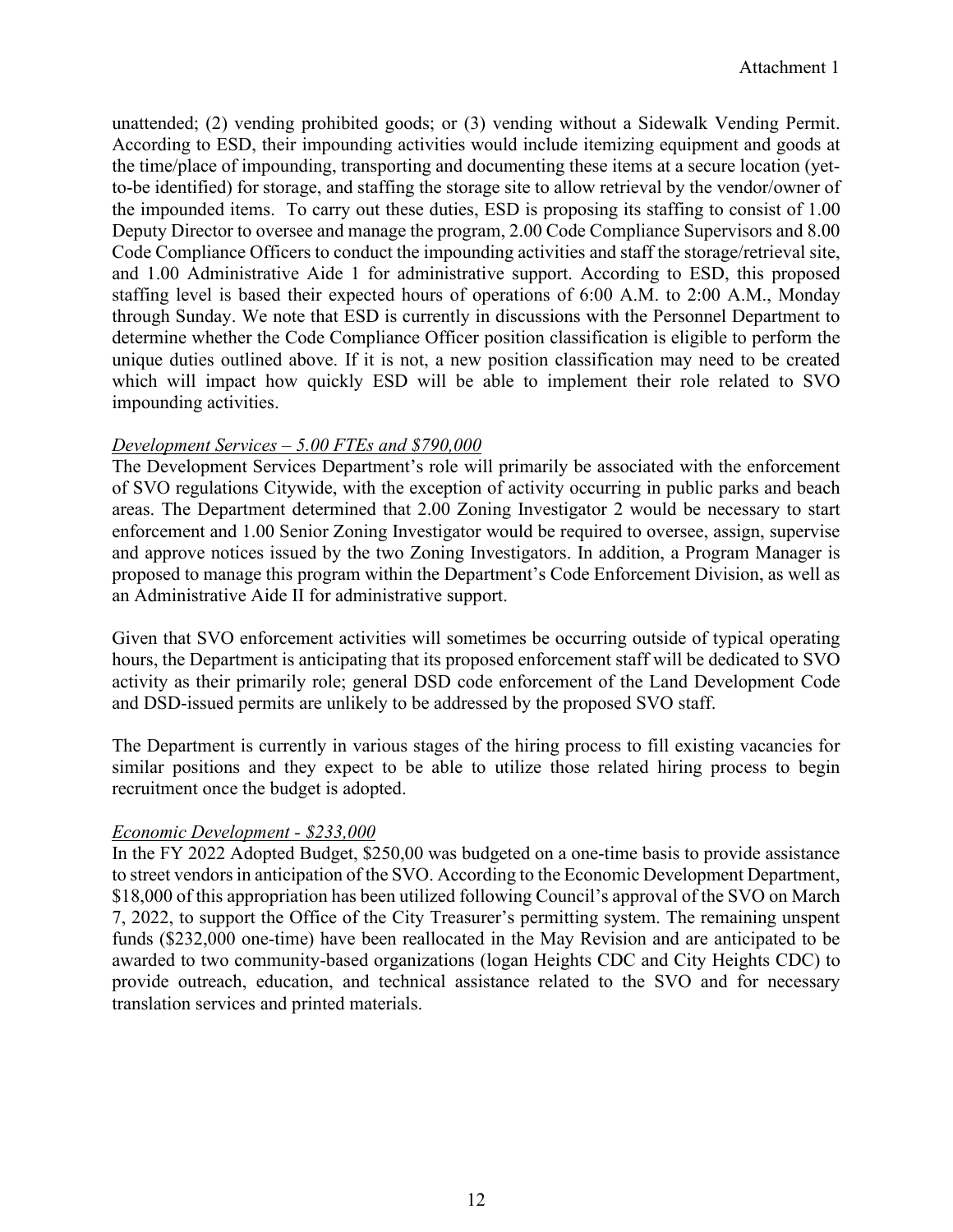unattended; (2) vending prohibited goods; or (3) vending without a Sidewalk Vending Permit. According to ESD, their impounding activities would include itemizing equipment and goods at the time/place of impounding, transporting and documenting these items at a secure location (yet-to-be identified) for storage, and staffing the storage site to allow retrieval by the vendor/owner of the impounded items. To carry out these duties, ESD is proposing its staffing to consist of 1.00 Deputy Director to oversee and manage the program, 2.00 Code Compliance Supervisors and 8.00 Code Compliance Officers to conduct the impounding activities and staff the storage/retrieval site, and 1.00 Administrative Aide 1 for administrative support. According to ESD, this proposed staffing level is based their expected hours of operations of 6:00 A.M. to 2:00 A.M., Monday through Sunday. We note that ESD is currently in discussions with the Personnel Department to determine whether the Code Compliance Officer position classification is eligible to perform the unique duties outlined above. If it is not, a new position classification may need to be created which will impact how quickly ESD will be able to implement their role related to SVO impounding activities.

*Development Services – 5.00 FTEs and $790,000*

The Development Services Department's role will primarily be associated with the enforcement of SVO regulations Citywide, with the exception of activity occurring in public parks and beach areas. The Department determined that 2.00 Zoning Investigator 2 would be necessary to start enforcement and 1.00 Senior Zoning Investigator would be required to oversee, assign, supervise and approve notices issued by the two Zoning Investigators. In addition, a Program Manager is proposed to manage this program within the Department's Code Enforcement Division, as well as an Administrative Aide II for administrative support.

Given that SVO enforcement activities will sometimes be occurring outside of typical operating hours, the Department is anticipating that its proposed enforcement staff will be dedicated to SVO activity as their primarily role; general DSD code enforcement of the Land Development Code and DSD-issued permits are unlikely to be addressed by the proposed SVO staff.

The Department is currently in various stages of the hiring process to fill existing vacancies for similar positions and they expect to be able to utilize those related hiring process to begin recruitment once the budget is adopted.

*Economic Development - $233,000*

In the FY 2022 Adopted Budget, $250,00 was budgeted on a one-time basis to provide assistance to street vendors in anticipation of the SVO. According to the Economic Development Department, $18,000 of this appropriation has been utilized following Council's approval of the SVO on March 7, 2022, to support the Office of the City Treasurer's permitting system. The remaining unspent funds ($232,000 one-time) have been reallocated in the May Revision and are anticipated to be awarded to two community-based organizations (logan Heights CDC and City Heights CDC) to provide outreach, education, and technical assistance related to the SVO and for necessary translation services and printed materials.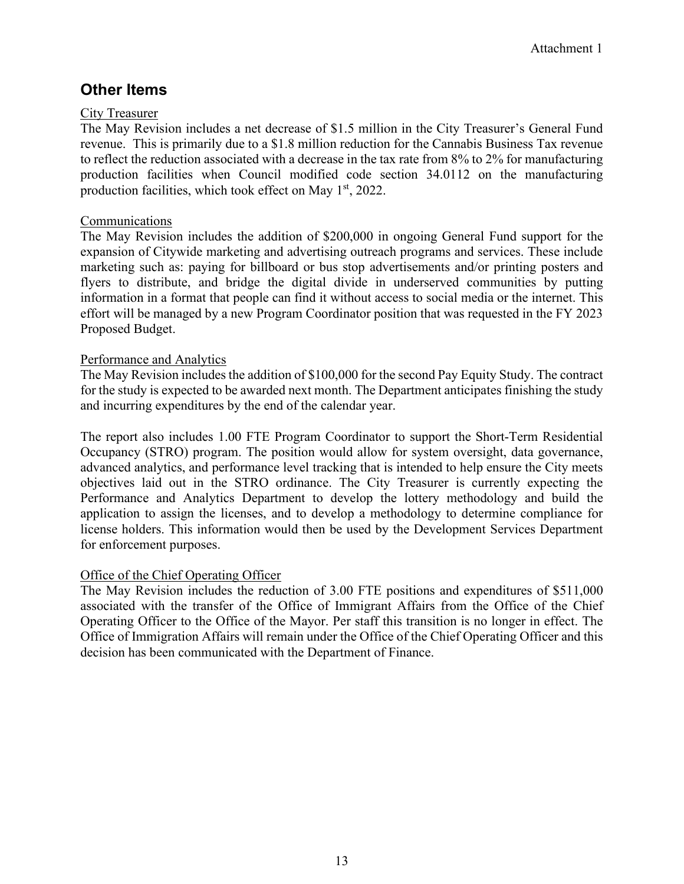## Other Items

City Treasurer

The May Revision includes a net decrease of $1.5 million in the City Treasurer's General Fund revenue. This is primarily due to a $1.8 million reduction for the Cannabis Business Tax revenue to reflect the reduction associated with a decrease in the tax rate from 8% to 2% for manufacturing production facilities when Council modified code section 34.0112 on the manufacturing production facilities, which took effect on May 1st, 2022.

Communications

The May Revision includes the addition of $200,000 in ongoing General Fund support for the expansion of Citywide marketing and advertising outreach programs and services. These include marketing such as: paying for billboard or bus stop advertisements and/or printing posters and flyers to distribute, and bridge the digital divide in underserved communities by putting information in a format that people can find it without access to social media or the internet. This effort will be managed by a new Program Coordinator position that was requested in the FY 2023 Proposed Budget.

Performance and Analytics

The May Revision includes the addition of $100,000 for the second Pay Equity Study. The contract for the study is expected to be awarded next month. The Department anticipates finishing the study and incurring expenditures by the end of the calendar year.

The report also includes 1.00 FTE Program Coordinator to support the Short-Term Residential Occupancy (STRO) program. The position would allow for system oversight, data governance, advanced analytics, and performance level tracking that is intended to help ensure the City meets objectives laid out in the STRO ordinance. The City Treasurer is currently expecting the Performance and Analytics Department to develop the lottery methodology and build the application to assign the licenses, and to develop a methodology to determine compliance for license holders. This information would then be used by the Development Services Department for enforcement purposes.

Office of the Chief Operating Officer

The May Revision includes the reduction of 3.00 FTE positions and expenditures of $511,000 associated with the transfer of the Office of Immigrant Affairs from the Office of the Chief Operating Officer to the Office of the Mayor. Per staff this transition is no longer in effect. The Office of Immigration Affairs will remain under the Office of the Chief Operating Officer and this decision has been communicated with the Department of Finance.